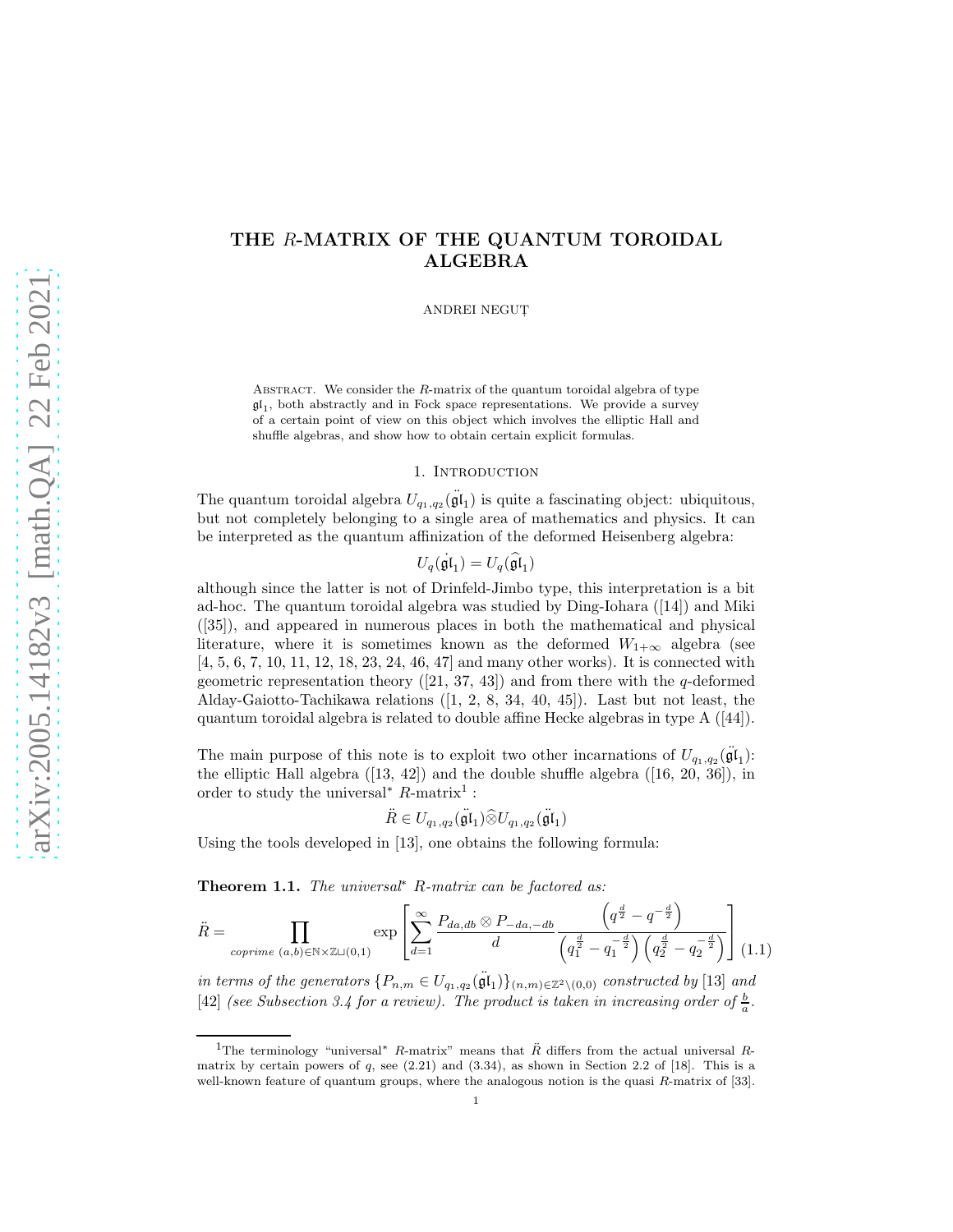# THE $R$-MATRIX OF THE QUANTUM TOROIDAL ALGEBRA

ANDREI NEGUȚ

Abstract. We consider the $R$-matrix of the quantum toroidal algebra of type $\mathfrak{gl}_1$, both abstractly and in Fock space representations. We provide a survey of a certain point of view on this object which involves the elliptic Hall and shuffle algebras, and show how to obtain certain explicit formulas.

## 1. Introduction

The quantum toroidal algebra $U_{q_1,q_2}(\ddot{\mathfrak{gl}}_1)$ is quite a fascinating object: ubiquitous, but not completely belonging to a single area of mathematics and physics. It can be interpreted as the quantum affinization of the deformed Heisenberg algebra:

$$U_q(\dot{\mathfrak{gl}}_1) = U_q(\widehat{\mathfrak{gl}}_1)$$

although since the latter is not of Drinfeld-Jimbo type, this interpretation is a bit ad-hoc. The quantum toroidal algebra was studied by Ding-Iohara ([14]) and Miki ([35]), and appeared in numerous places in both the mathematical and physical literature, where it is sometimes known as the deformed $W_{1+\infty}$ algebra (see [4, 5, 6, 7, 10, 11, 12, 18, 23, 24, 46, 47] and many other works). It is connected with geometric representation theory ([21, 37, 43]) and from there with the $q$-deformed Alday-Gaiotto-Tachikawa relations ([1, 2, 8, 34, 40, 45]). Last but not least, the quantum toroidal algebra is related to double affine Hecke algebras in type A ([44]).

The main purpose of this note is to exploit two other incarnations of $U_{q_1,q_2}(\ddot{\mathfrak{gl}}_1)$: the elliptic Hall algebra ([13, 42]) and the double shuffle algebra ([16, 20, 36]), in order to study the universal$^*$ $R$-matrix[1] :

$$\ddot{R} \in U_{q_1,q_2}(\ddot{\mathfrak{gl}}_1)\widehat{\otimes}U_{q_1,q_2}(\ddot{\mathfrak{gl}}_1)$$

Using the tools developed in [13], one obtains the following formula:

**Theorem 1.1.** *The universal$^*$ $R$-matrix can be factored as:*

$$\ddot{R} = \prod_{\text{coprime } (a,b)\in\mathbb{N}\times\mathbb{Z}\sqcup(0,1)} \exp\left[\sum_{d=1}^{\infty} \frac{P_{da,db}\otimes P_{-da,-db}}{d} \frac{\left(q^{\frac{d}{2}} - q^{-\frac{d}{2}}\right)}{\left(q_1^{\frac{d}{2}} - q_1^{-\frac{d}{2}}\right)\left(q_2^{\frac{d}{2}} - q_2^{-\frac{d}{2}}\right)}\right] \quad (1.1)$$

*in terms of the generators $\{P_{n,m} \in U_{q_1,q_2}(\ddot{\mathfrak{gl}}_1)\}_{(n,m)\in\mathbb{Z}^2\backslash(0,0)}$ constructed by* [13] *and* [42] *(see Subsection 3.4 for a review). The product is taken in increasing order of $\frac{b}{a}$.*

[1] The terminology "universal$^*$ $R$-matrix" means that $\ddot{R}$ differs from the actual universal $R$-matrix by certain powers of $q$, see (2.21) and (3.34), as shown in Section 2.2 of [18]. This is a well-known feature of quantum groups, where the analogous notion is the quasi $R$-matrix of [33].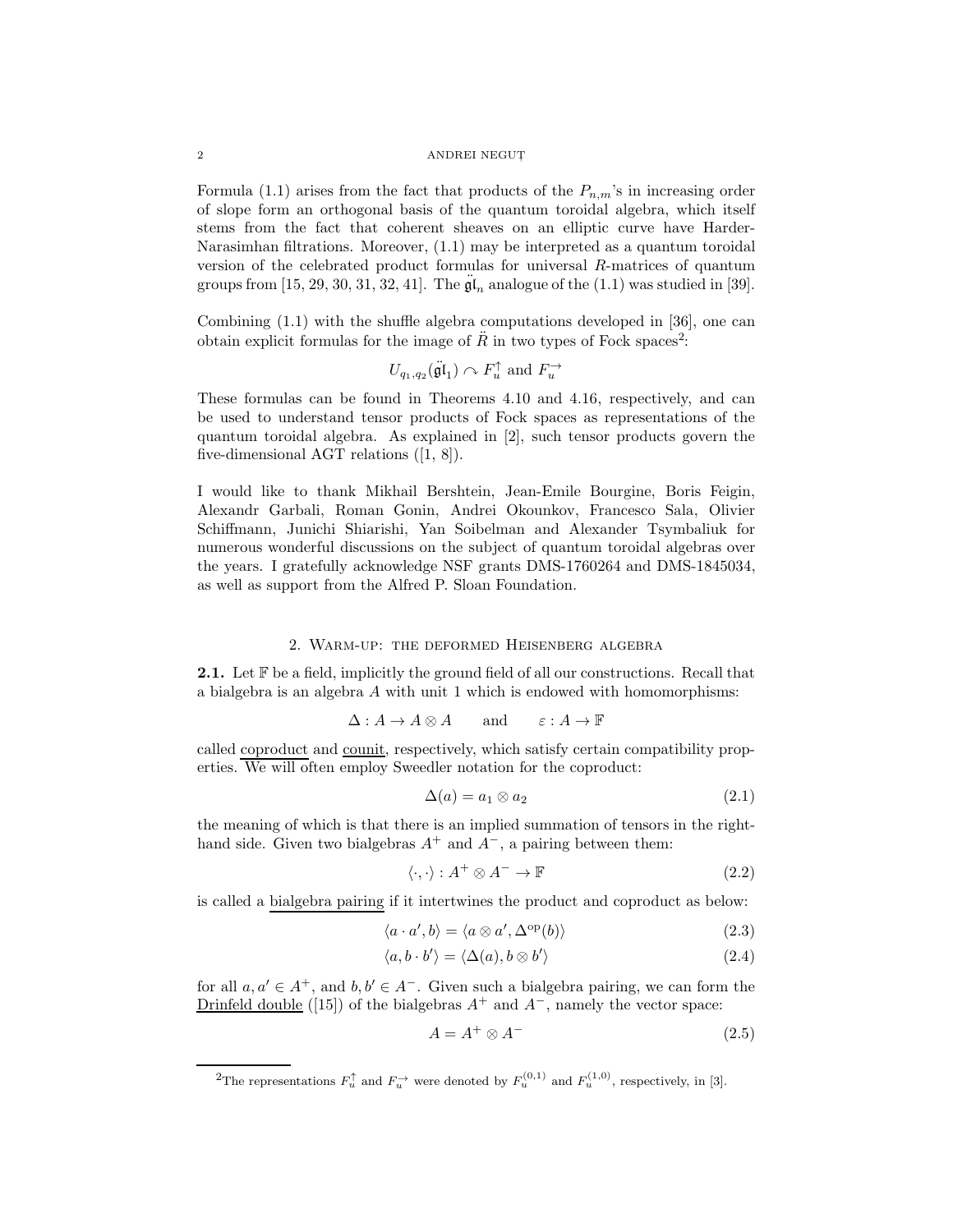Formula (1.1) arises from the fact that products of the $P_{n,m}$'s in increasing order of slope form an orthogonal basis of the quantum toroidal algebra, which itself stems from the fact that coherent sheaves on an elliptic curve have Harder-Narasimhan filtrations. Moreover, (1.1) may be interpreted as a quantum toroidal version of the celebrated product formulas for universal $R$-matrices of quantum groups from [15, 29, 30, 31, 32, 41]. The $\ddot{\mathfrak{gl}}_n$ analogue of the (1.1) was studied in [39].

Combining (1.1) with the shuffle algebra computations developed in [36], one can obtain explicit formulas for the image of $\ddot{R}$ in two types of Fock spaces[2]:

$$U_{q_1,q_2}(\ddot{\mathfrak{gl}}_1) \curvearrowright F_u^{\uparrow} \text{ and } F_u^{\rightarrow}$$

These formulas can be found in Theorems 4.10 and 4.16, respectively, and can be used to understand tensor products of Fock spaces as representations of the quantum toroidal algebra. As explained in [2], such tensor products govern the five-dimensional AGT relations ([1, 8]).

I would like to thank Mikhail Bershtein, Jean-Emile Bourgine, Boris Feigin, Alexandr Garbali, Roman Gonin, Andrei Okounkov, Francesco Sala, Olivier Schiffmann, Junichi Shiarishi, Yan Soibelman and Alexander Tsymbaliuk for numerous wonderful discussions on the subject of quantum toroidal algebras over the years. I gratefully acknowledge NSF grants DMS-1760264 and DMS-1845034, as well as support from the Alfred P. Sloan Foundation.

## 2. Warm-up: the deformed Heisenberg algebra

**2.1.** Let $\mathbb{F}$ be a field, implicitly the ground field of all our constructions. Recall that a bialgebra is an algebra $A$ with unit 1 which is endowed with homomorphisms:

$$\Delta : A \to A \otimes A \qquad \text{and} \qquad \varepsilon : A \to \mathbb{F}$$

called <u>coproduct</u> and <u>counit</u>, respectively, which satisfy certain compatibility properties. We will often employ Sweedler notation for the coproduct:

$$\Delta(a) = a_1 \otimes a_2 \tag{2.1}$$

the meaning of which is that there is an implied summation of tensors in the right-hand side. Given two bialgebras $A^+$ and $A^-$, a pairing between them:

$$\langle \cdot, \cdot \rangle : A^+ \otimes A^- \to \mathbb{F} \tag{2.2}$$

is called a <u>bialgebra pairing</u> if it intertwines the product and coproduct as below:

$$\langle a \cdot a', b \rangle = \langle a \otimes a', \Delta^{\text{op}}(b) \rangle \tag{2.3}$$

$$\langle a, b \cdot b' \rangle = \langle \Delta(a), b \otimes b' \rangle \tag{2.4}$$

for all $a, a' \in A^+$, and $b, b' \in A^-$. Given such a bialgebra pairing, we can form the <u>Drinfeld double</u> ([15]) of the bialgebras $A^+$ and $A^-$, namely the vector space:

$$A = A^+ \otimes A^- \tag{2.5}$$

[2] The representations $F_u^{\uparrow}$ and $F_u^{\rightarrow}$ were denoted by $F_u^{(0,1)}$ and $F_u^{(1,0)}$, respectively, in [3].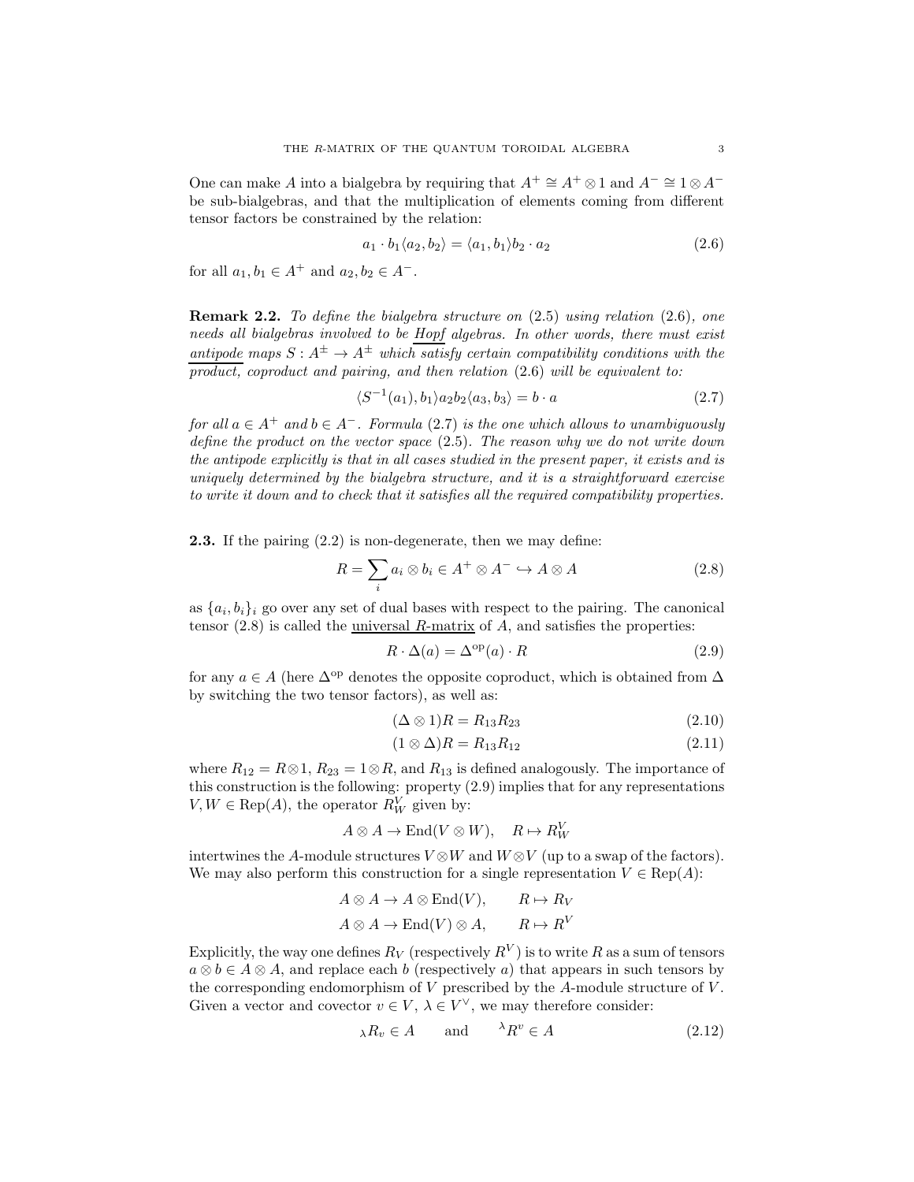One can make $A$ into a bialgebra by requiring that $A^+ \cong A^+ \otimes 1$ and $A^- \cong 1 \otimes A^-$ be sub-bialgebras, and that the multiplication of elements coming from different tensor factors be constrained by the relation:

$$a_1 \cdot b_1 \langle a_2, b_2 \rangle = \langle a_1, b_1 \rangle b_2 \cdot a_2 \tag{2.6}$$

for all $a_1, b_1 \in A^+$ and $a_2, b_2 \in A^-$.

**Remark 2.2.** *To define the bialgebra structure on* (2.5) *using relation* (2.6)*, one needs all bialgebras involved to be* <u>*Hopf*</u> *algebras. In other words, there must exist* <u>*antipode*</u> *maps* $S : A^\pm \to A^\pm$ *which satisfy certain compatibility conditions with the product, coproduct and pairing, and then relation* (2.6) *will be equivalent to:*

$$\langle S^{-1}(a_1), b_1 \rangle a_2 b_2 \langle a_3, b_3 \rangle = b \cdot a \tag{2.7}$$

*for all* $a \in A^+$ *and* $b \in A^-$*. Formula* (2.7) *is the one which allows to unambiguously define the product on the vector space* (2.5)*. The reason why we do not write down the antipode explicitly is that in all cases studied in the present paper, it exists and is uniquely determined by the bialgebra structure, and it is a straightforward exercise to write it down and to check that it satisfies all the required compatibility properties.*

**2.3.** If the pairing (2.2) is non-degenerate, then we may define:

$$R = \sum_i a_i \otimes b_i \in A^+ \otimes A^- \hookrightarrow A \otimes A \tag{2.8}$$

as $\{a_i, b_i\}_i$ go over any set of dual bases with respect to the pairing. The canonical tensor (2.8) is called the <u>universal $R$-matrix</u> of $A$, and satisfies the properties:

$$R \cdot \Delta(a) = \Delta^{\text{op}}(a) \cdot R \tag{2.9}$$

for any $a \in A$ (here $\Delta^{\text{op}}$ denotes the opposite coproduct, which is obtained from $\Delta$ by switching the two tensor factors), as well as:

$$(\Delta \otimes 1)R = R_{13} R_{23} \tag{2.10}$$

$$(1 \otimes \Delta)R = R_{13} R_{12} \tag{2.11}$$

where $R_{12} = R \otimes 1$, $R_{23} = 1 \otimes R$, and $R_{13}$ is defined analogously. The importance of this construction is the following: property (2.9) implies that for any representations $V, W \in \text{Rep}(A)$, the operator $R^V_W$ given by:

$$A \otimes A \to \text{End}(V \otimes W), \quad R \mapsto R^V_W$$

intertwines the $A$-module structures $V \otimes W$ and $W \otimes V$ (up to a swap of the factors). We may also perform this construction for a single representation $V \in \text{Rep}(A)$:

$$A \otimes A \to A \otimes \text{End}(V), \qquad R \mapsto R_V$$

$$A \otimes A \to \text{End}(V) \otimes A, \qquad R \mapsto R^V$$

Explicitly, the way one defines $R_V$ (respectively $R^V$) is to write $R$ as a sum of tensors $a \otimes b \in A \otimes A$, and replace each $b$ (respectively $a$) that appears in such tensors by the corresponding endomorphism of $V$ prescribed by the $A$-module structure of $V$. Given a vector and covector $v \in V$, $\lambda \in V^\vee$, we may therefore consider:

$$_\lambda R_v \in A \qquad \text{and} \qquad {}^\lambda R^v \in A \tag{2.12}$$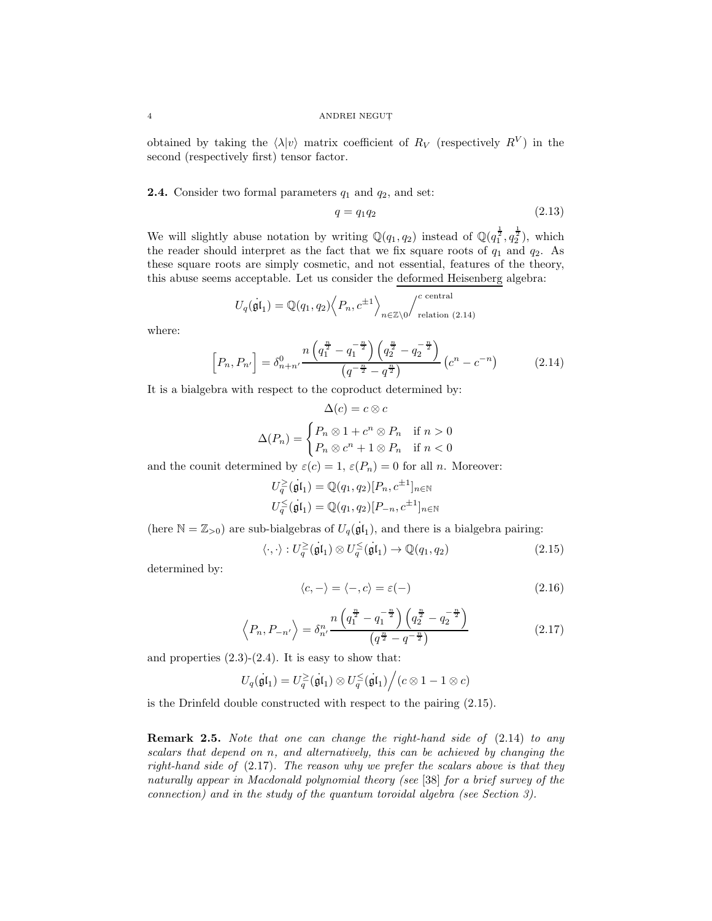obtained by taking the $\langle \lambda | v \rangle$ matrix coefficient of $R_V$ (respectively $R^V$) in the second (respectively first) tensor factor.

**2.4.** Consider two formal parameters $q_1$ and $q_2$, and set:

$$q = q_1 q_2 \tag{2.13}$$

We will slightly abuse notation by writing $\mathbb{Q}(q_1, q_2)$ instead of $\mathbb{Q}(q_1^{\frac{1}{2}}, q_2^{\frac{1}{2}})$, which the reader should interpret as the fact that we fix square roots of $q_1$ and $q_2$. As these square roots are simply cosmetic, and not essential, features of the theory, this abuse seems acceptable. Let us consider the <u>deformed Heisenberg</u> algebra:

$$U_q(\dot{\mathfrak{gl}}_1) = \mathbb{Q}(q_1, q_2)\Big\langle P_n, c^{\pm 1} \Big\rangle_{n \in \mathbb{Z} \backslash 0} \Big/^{c \text{ central}}_{\text{relation (2.14)}}$$

where:

$$\Big[ P_n, P_{n'} \Big] = \delta^0_{n+n'} \frac{n \left( q_1^{\frac{n}{2}} - q_1^{-\frac{n}{2}} \right) \left( q_2^{\frac{n}{2}} - q_2^{-\frac{n}{2}} \right)}{\left( q^{-\frac{n}{2}} - q^{\frac{n}{2}} \right)} \left( c^n - c^{-n} \right) \tag{2.14}$$

It is a bialgebra with respect to the coproduct determined by:

$$\Delta(c) = c \otimes c$$

$$\Delta(P_n) = \begin{cases} P_n \otimes 1 + c^n \otimes P_n & \text{if } n > 0 \\ P_n \otimes c^n + 1 \otimes P_n & \text{if } n < 0 \end{cases}$$

and the counit determined by $\varepsilon(c) = 1$, $\varepsilon(P_n) = 0$ for all $n$. Moreover:

$$U_q^{\geq}(\dot{\mathfrak{gl}}_1) = \mathbb{Q}(q_1, q_2)[P_n, c^{\pm 1}]_{n \in \mathbb{N}}$$

$$U_q^{\leq}(\dot{\mathfrak{gl}}_1) = \mathbb{Q}(q_1, q_2)[P_{-n}, c^{\pm 1}]_{n \in \mathbb{N}}$$

(here $\mathbb{N} = \mathbb{Z}_{>0}$) are sub-bialgebras of $U_q(\dot{\mathfrak{gl}}_1)$, and there is a bialgebra pairing:

$$\langle \cdot, \cdot \rangle : U_q^{\geq}(\dot{\mathfrak{gl}}_1) \otimes U_q^{\leq}(\dot{\mathfrak{gl}}_1) \to \mathbb{Q}(q_1, q_2) \tag{2.15}$$

determined by:

$$\langle c, - \rangle = \langle -, c \rangle = \varepsilon(-) \tag{2.16}$$

$$\Big\langle P_n, P_{-n'} \Big\rangle = \delta^n_{n'} \frac{n \left( q_1^{\frac{n}{2}} - q_1^{-\frac{n}{2}} \right) \left( q_2^{\frac{n}{2}} - q_2^{-\frac{n}{2}} \right)}{\left( q^{\frac{n}{2}} - q^{-\frac{n}{2}} \right)} \tag{2.17}$$

and properties (2.3)-(2.4). It is easy to show that:

$$U_q(\dot{\mathfrak{gl}}_1) = U_q^{\geq}(\dot{\mathfrak{gl}}_1) \otimes U_q^{\leq}(\dot{\mathfrak{gl}}_1) \Big/ (c \otimes 1 - 1 \otimes c)$$

is the Drinfeld double constructed with respect to the pairing (2.15).

**Remark 2.5.** *Note that one can change the right-hand side of* (2.14) *to any scalars that depend on* $n$*, and alternatively, this can be achieved by changing the right-hand side of* (2.17)*. The reason why we prefer the scalars above is that they naturally appear in Macdonald polynomial theory (see* [38] *for a brief survey of the connection) and in the study of the quantum toroidal algebra (see Section 3).*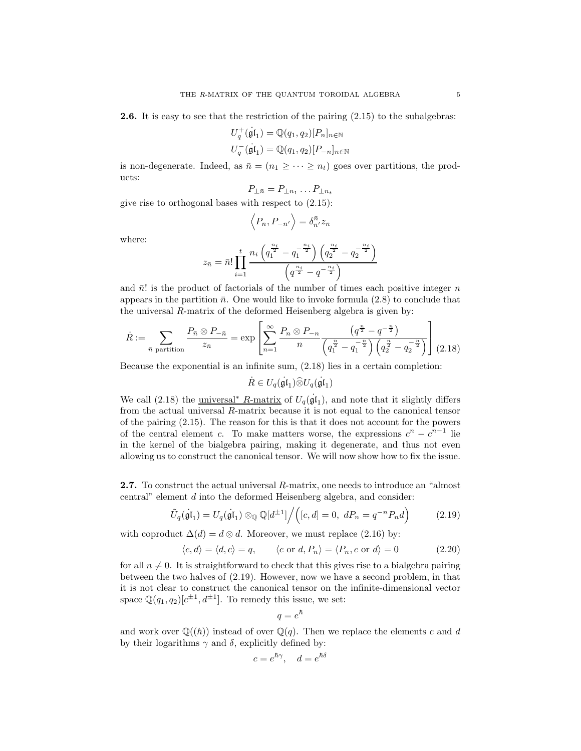**2.6.** It is easy to see that the restriction of the pairing (2.15) to the subalgebras:

$$U_q^+(\dot{\mathfrak{gl}}_1) = \mathbb{Q}(q_1, q_2)[P_n]_{n \in \mathbb{N}}$$

$$U_q^-(\dot{\mathfrak{gl}}_1) = \mathbb{Q}(q_1, q_2)[P_{-n}]_{n \in \mathbb{N}}$$

is non-degenerate. Indeed, as $\bar{n} = (n_1 \geq \dots \geq n_t)$ goes over partitions, the products:

$$P_{\pm \bar{n}} = P_{\pm n_1} \dots P_{\pm n_t}$$

give rise to orthogonal bases with respect to (2.15):

$$\Big\langle P_{\bar{n}}, P_{-\bar{n}'} \Big\rangle = \delta_{\bar{n}'}^{\bar{n}} z_{\bar{n}}$$

where:

$$z_{\bar{n}} = \bar{n}! \prod_{i=1}^{t} \frac{n_i \left(q_1^{\frac{n_i}{2}} - q_1^{-\frac{n_i}{2}}\right)\left(q_2^{\frac{n_i}{2}} - q_2^{-\frac{n_i}{2}}\right)}{\left(q^{\frac{n_i}{2}} - q^{-\frac{n_i}{2}}\right)}$$

and $\bar{n}!$ is the product of factorials of the number of times each positive integer $n$ appears in the partition $\bar{n}$. One would like to invoke formula (2.8) to conclude that the universal $R$-matrix of the deformed Heisenberg algebra is given by:

$$\dot{R} := \sum_{\bar{n} \text{ partition}} \frac{P_{\bar{n}} \otimes P_{-\bar{n}}}{z_{\bar{n}}} = \exp\left[\sum_{n=1}^{\infty} \frac{P_n \otimes P_{-n}}{n} \frac{\left(q^{\frac{n}{2}} - q^{-\frac{n}{2}}\right)}{\left(q_1^{\frac{n}{2}} - q_1^{-\frac{n}{2}}\right)\left(q_2^{\frac{n}{2}} - q_2^{-\frac{n}{2}}\right)}\right] \tag{2.18}$$

Because the exponential is an infinite sum, (2.18) lies in a certain completion:

$$\dot{R} \in U_q(\dot{\mathfrak{gl}}_1) \widehat{\otimes} U_q(\dot{\mathfrak{gl}}_1)$$

We call (2.18) the <u>universal* $R$-matrix</u> of $U_q(\dot{\mathfrak{gl}}_1)$, and note that it slightly differs from the actual universal $R$-matrix because it is not equal to the canonical tensor of the pairing (2.15). The reason for this is that it does not account for the powers of the central element $c$. To make matters worse, the expressions $c^n - c^{n-1}$ lie in the kernel of the bialgebra pairing, making it degenerate, and thus not even allowing us to construct the canonical tensor. We will now show how to fix the issue.

**2.7.** To construct the actual universal $R$-matrix, one needs to introduce an "almost central" element $d$ into the deformed Heisenberg algebra, and consider:

$$\tilde{U}_q(\dot{\mathfrak{gl}}_1) = U_q(\dot{\mathfrak{gl}}_1) \otimes_{\mathbb{Q}} \mathbb{Q}[d^{\pm 1}] \Big/ \Big([c, d] = 0, \ dP_n = q^{-n} P_n d\Big) \tag{2.19}$$

with coproduct $\Delta(d) = d \otimes d$. Moreover, we must replace (2.16) by:

$$\langle c, d \rangle = \langle d, c \rangle = q, \qquad \langle c \text{ or } d, P_n \rangle = \langle P_n, c \text{ or } d \rangle = 0 \tag{2.20}$$

for all $n \neq 0$. It is straightforward to check that this gives rise to a bialgebra pairing between the two halves of (2.19). However, now we have a second problem, in that it is not clear to construct the canonical tensor on the infinite-dimensional vector space $\mathbb{Q}(q_1, q_2)[c^{\pm 1}, d^{\pm 1}]$. To remedy this issue, we set:

$$q = e^{\hbar}$$

and work over $\mathbb{Q}((\hbar))$ instead of over $\mathbb{Q}(q)$. Then we replace the elements $c$ and $d$ by their logarithms $\gamma$ and $\delta$, explicitly defined by:

$$c = e^{\hbar \gamma}, \quad d = e^{\hbar \delta}$$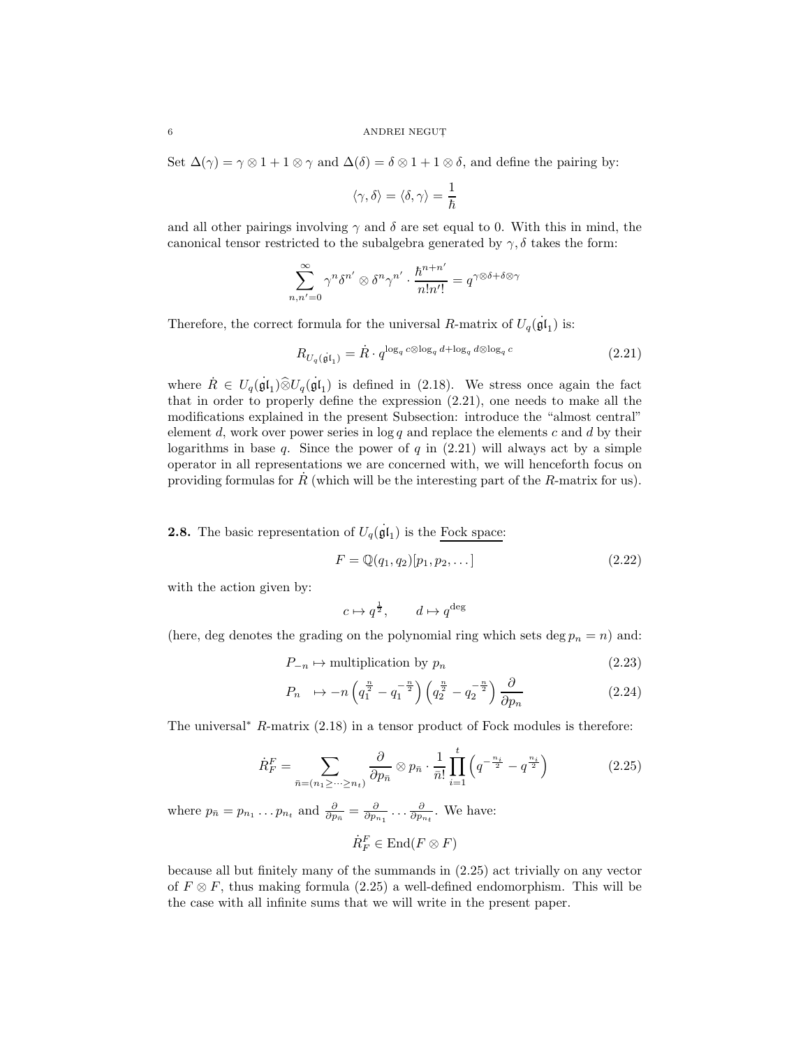Set $\Delta(\gamma) = \gamma \otimes 1 + 1 \otimes \gamma$ and $\Delta(\delta) = \delta \otimes 1 + 1 \otimes \delta$, and define the pairing by:

$$\langle \gamma, \delta \rangle = \langle \delta, \gamma \rangle = \frac{1}{\hbar}$$

and all other pairings involving $\gamma$ and $\delta$ are set equal to 0. With this in mind, the canonical tensor restricted to the subalgebra generated by $\gamma, \delta$ takes the form:

$$\sum_{n,n'=0}^{\infty} \gamma^n \delta^{n'} \otimes \delta^n \gamma^{n'} \cdot \frac{\hbar^{n+n'}}{n! n'!} = q^{\gamma \otimes \delta + \delta \otimes \gamma}$$

Therefore, the correct formula for the universal $R$-matrix of $U_q(\dot{\mathfrak{gl}}_1)$ is:

$$R_{U_q(\dot{\mathfrak{gl}}_1)} = \dot{R} \cdot q^{\log_q c \otimes \log_q d + \log_q d \otimes \log_q c} \tag{2.21}$$

where $\dot{R} \in U_q(\dot{\mathfrak{gl}}_1) \widehat{\otimes} U_q(\dot{\mathfrak{gl}}_1)$ is defined in (2.18). We stress once again the fact that in order to properly define the expression (2.21), one needs to make all the modifications explained in the present Subsection: introduce the "almost central" element $d$, work over power series in $\log q$ and replace the elements $c$ and $d$ by their logarithms in base $q$. Since the power of $q$ in (2.21) will always act by a simple operator in all representations we are concerned with, we will henceforth focus on providing formulas for $\dot{R}$ (which will be the interesting part of the $R$-matrix for us).

**2.8.** The basic representation of $U_q(\dot{\mathfrak{gl}}_1)$ is the Fock space:

$$F = \mathbb{Q}(q_1, q_2)[p_1, p_2, \dots] \tag{2.22}$$

with the action given by:

$$c \mapsto q^{\frac{1}{2}}, \qquad d \mapsto q^{\deg}$$

(here, deg denotes the grading on the polynomial ring which sets $\deg p_n = n$) and:

$$P_{-n} \mapsto \text{multiplication by } p_n \tag{2.23}$$

$$P_n \quad \mapsto -n \left( q_1^{\frac{n}{2}} - q_1^{-\frac{n}{2}} \right) \left( q_2^{\frac{n}{2}} - q_2^{-\frac{n}{2}} \right) \frac{\partial}{\partial p_n} \tag{2.24}$$

The universal* $R$-matrix (2.18) in a tensor product of Fock modules is therefore:

$$\dot{R}_F^F = \sum_{\bar{n} = (n_1 \geq \dots \geq n_t)} \frac{\partial}{\partial p_{\bar{n}}} \otimes p_{\bar{n}} \cdot \frac{1}{\bar{n}!} \prod_{i=1}^{t} \left( q^{-\frac{n_i}{2}} - q^{\frac{n_i}{2}} \right) \tag{2.25}$$

where $p_{\bar{n}} = p_{n_1} \dots p_{n_t}$ and $\frac{\partial}{\partial p_{\bar{n}}} = \frac{\partial}{\partial p_{n_1}} \dots \frac{\partial}{\partial p_{n_t}}$. We have:

$$\dot{R}_F^F \in \mathrm{End}(F \otimes F)$$

because all but finitely many of the summands in (2.25) act trivially on any vector of $F \otimes F$, thus making formula (2.25) a well-defined endomorphism. This will be the case with all infinite sums that we will write in the present paper.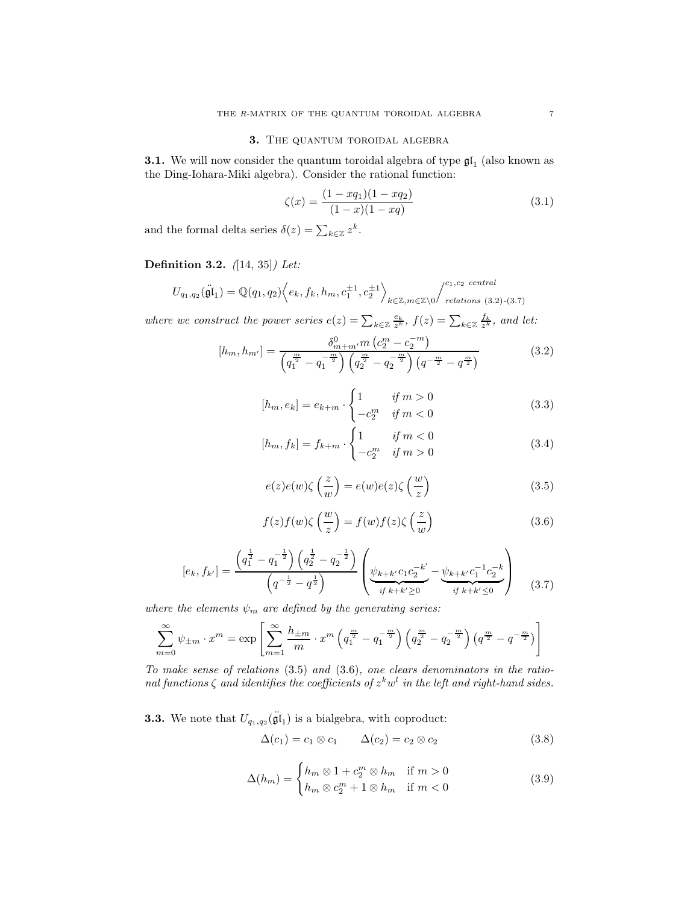## 3. The quantum toroidal algebra

**3.1.** We will now consider the quantum toroidal algebra of type $\mathfrak{gl}_1$ (also known as the Ding-Iohara-Miki algebra). Consider the rational function:

$$\zeta(x) = \frac{(1-xq_1)(1-xq_2)}{(1-x)(1-xq)} \tag{3.1}$$

and the formal delta series $\delta(z) = \sum_{k \in \mathbb{Z}} z^k$.

**Definition 3.2.** *([14, 35]) Let:*

$$U_{q_1,q_2}(\ddot{\mathfrak{gl}}_1) = \mathbb{Q}(q_1,q_2)\Big\langle e_k, f_k, h_m, c_1^{\pm 1}, c_2^{\pm 1}\Big\rangle_{k \in \mathbb{Z}, m \in \mathbb{Z}\backslash 0} \Big/ {}^{c_1, c_2 \text{ central}}_{\text{relations (3.2)-(3.7)}}$$

*where we construct the power series $e(z) = \sum_{k \in \mathbb{Z}} \frac{e_k}{z^k}$, $f(z) = \sum_{k \in \mathbb{Z}} \frac{f_k}{z^k}$, and let:*

$$[h_m, h_{m'}] = \frac{\delta^0_{m+m'} m \left(c_2^m - c_2^{-m}\right)}{\left(q_1^{\frac{m}{2}} - q_1^{-\frac{m}{2}}\right)\left(q_2^{\frac{m}{2}} - q_2^{-\frac{m}{2}}\right)\left(q^{-\frac{m}{2}} - q^{\frac{m}{2}}\right)} \tag{3.2}$$

$$[h_m, e_k] = e_{k+m} \cdot \begin{cases} 1 & \text{if } m > 0 \\ -c_2^m & \text{if } m < 0 \end{cases} \tag{3.3}$$

$$[h_m, f_k] = f_{k+m} \cdot \begin{cases} 1 & \text{if } m < 0 \\ -c_2^m & \text{if } m > 0 \end{cases} \tag{3.4}$$

$$e(z)e(w)\zeta\left(\frac{z}{w}\right) = e(w)e(z)\zeta\left(\frac{w}{z}\right) \tag{3.5}$$

$$f(z)f(w)\zeta\left(\frac{w}{z}\right) = f(w)f(z)\zeta\left(\frac{z}{w}\right) \tag{3.6}$$

$$[e_k, f_{k'}] = \frac{\left(q_1^{\frac{1}{2}} - q_1^{-\frac{1}{2}}\right)\left(q_2^{\frac{1}{2}} - q_2^{-\frac{1}{2}}\right)}{\left(q^{-\frac{1}{2}} - q^{\frac{1}{2}}\right)} \left( \underbrace{\psi_{k+k'} c_1 c_2^{-k'}}_{\text{if } k+k' \geq 0} - \underbrace{\psi_{k+k'} c_1^{-1} c_2^{-k}}_{\text{if } k+k' \leq 0} \right) \tag{3.7}$$

*where the elements $\psi_m$ are defined by the generating series:*

$$\sum_{m=0}^{\infty} \psi_{\pm m} \cdot x^m = \exp\left[\sum_{m=1}^{\infty} \frac{h_{\pm m}}{m} \cdot x^m \left(q_1^{\frac{m}{2}} - q_1^{-\frac{m}{2}}\right)\left(q_2^{\frac{m}{2}} - q_2^{-\frac{m}{2}}\right)\left(q^{\frac{m}{2}} - q^{-\frac{m}{2}}\right)\right]$$

*To make sense of relations (3.5) and (3.6), one clears denominators in the rational functions $\zeta$ and identifies the coefficients of $z^k w^l$ in the left and right-hand sides.*

**3.3.** We note that $U_{q_1,q_2}(\ddot{\mathfrak{gl}}_1)$ is a bialgebra, with coproduct:

$$\Delta(c_1) = c_1 \otimes c_1 \qquad \Delta(c_2) = c_2 \otimes c_2 \tag{3.8}$$

$$\Delta(h_m) = \begin{cases} h_m \otimes 1 + c_2^m \otimes h_m & \text{if } m > 0 \\ h_m \otimes c_2^m + 1 \otimes h_m & \text{if } m < 0 \end{cases} \tag{3.9}$$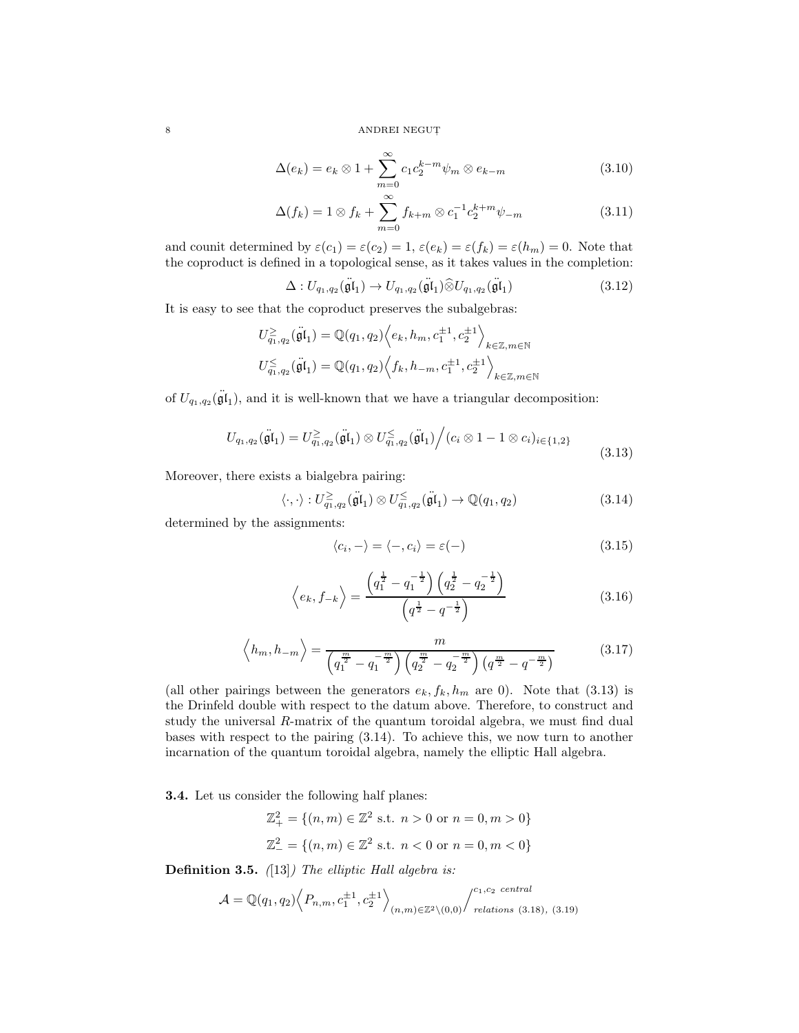$$\Delta(e_k) = e_k \otimes 1 + \sum_{m=0}^{\infty} c_1 c_2^{k-m} \psi_m \otimes e_{k-m} \tag{3.10}$$

$$\Delta(f_k) = 1 \otimes f_k + \sum_{m=0}^{\infty} f_{k+m} \otimes c_1^{-1} c_2^{k+m} \psi_{-m} \tag{3.11}$$

and counit determined by $\varepsilon(c_1) = \varepsilon(c_2) = 1$, $\varepsilon(e_k) = \varepsilon(f_k) = \varepsilon(h_m) = 0$. Note that the coproduct is defined in a topological sense, as it takes values in the completion:

$$\Delta : U_{q_1,q_2}(\ddot{\mathfrak{gl}}_1) \to U_{q_1,q_2}(\ddot{\mathfrak{gl}}_1) \widehat{\otimes} U_{q_1,q_2}(\ddot{\mathfrak{gl}}_1) \tag{3.12}$$

It is easy to see that the coproduct preserves the subalgebras:

$$U^{\geq}_{q_1,q_2}(\ddot{\mathfrak{gl}}_1) = \mathbb{Q}(q_1,q_2)\Big\langle e_k, h_m, c_1^{\pm 1}, c_2^{\pm 1} \Big\rangle_{k \in \mathbb{Z}, m \in \mathbb{N}}$$

$$U^{\leq}_{q_1,q_2}(\ddot{\mathfrak{gl}}_1) = \mathbb{Q}(q_1,q_2)\Big\langle f_k, h_{-m}, c_1^{\pm 1}, c_2^{\pm 1} \Big\rangle_{k \in \mathbb{Z}, m \in \mathbb{N}}$$

of $U_{q_1,q_2}(\ddot{\mathfrak{gl}}_1)$, and it is well-known that we have a triangular decomposition:

$$U_{q_1,q_2}(\ddot{\mathfrak{gl}}_1) = U^{\geq}_{q_1,q_2}(\ddot{\mathfrak{gl}}_1) \otimes U^{\leq}_{q_1,q_2}(\ddot{\mathfrak{gl}}_1) \Big/ (c_i \otimes 1 - 1 \otimes c_i)_{i \in \{1,2\}} \tag{3.13}$$

Moreover, there exists a bialgebra pairing:

$$\langle \cdot, \cdot \rangle : U^{\geq}_{q_1,q_2}(\ddot{\mathfrak{gl}}_1) \otimes U^{\leq}_{q_1,q_2}(\ddot{\mathfrak{gl}}_1) \to \mathbb{Q}(q_1,q_2) \tag{3.14}$$

determined by the assignments:

$$\langle c_i, - \rangle = \langle -, c_i \rangle = \varepsilon(-) \tag{3.15}$$

$$\Big\langle e_k, f_{-k} \Big\rangle = \frac{\left(q_1^{\frac{1}{2}} - q_1^{-\frac{1}{2}}\right)\left(q_2^{\frac{1}{2}} - q_2^{-\frac{1}{2}}\right)}{\left(q^{\frac{1}{2}} - q^{-\frac{1}{2}}\right)} \tag{3.16}$$

$$\Big\langle h_m, h_{-m} \Big\rangle = \frac{m}{\left(q_1^{\frac{m}{2}} - q_1^{-\frac{m}{2}}\right)\left(q_2^{\frac{m}{2}} - q_2^{-\frac{m}{2}}\right)\left(q^{\frac{m}{2}} - q^{-\frac{m}{2}}\right)} \tag{3.17}$$

(all other pairings between the generators $e_k, f_k, h_m$ are 0). Note that (3.13) is the Drinfeld double with respect to the datum above. Therefore, to construct and study the universal $R$-matrix of the quantum toroidal algebra, we must find dual bases with respect to the pairing (3.14). To achieve this, we now turn to another incarnation of the quantum toroidal algebra, namely the elliptic Hall algebra.

**3.4.** Let us consider the following half planes:

$$\mathbb{Z}^2_+ = \{(n,m) \in \mathbb{Z}^2 \text{ s.t. } n > 0 \text{ or } n = 0, m > 0\}$$

$$\mathbb{Z}^2_- = \{(n,m) \in \mathbb{Z}^2 \text{ s.t. } n < 0 \text{ or } n = 0, m < 0\}$$

**Definition 3.5.** *([13]) The elliptic Hall algebra is:*

$$\mathcal{A} = \mathbb{Q}(q_1,q_2)\Big\langle P_{n,m}, c_1^{\pm 1}, c_2^{\pm 1} \Big\rangle_{(n,m) \in \mathbb{Z}^2 \backslash (0,0)} \Big/ ^{c_1, c_2 \text{ central}}_{\text{relations (3.18), (3.19)}}$$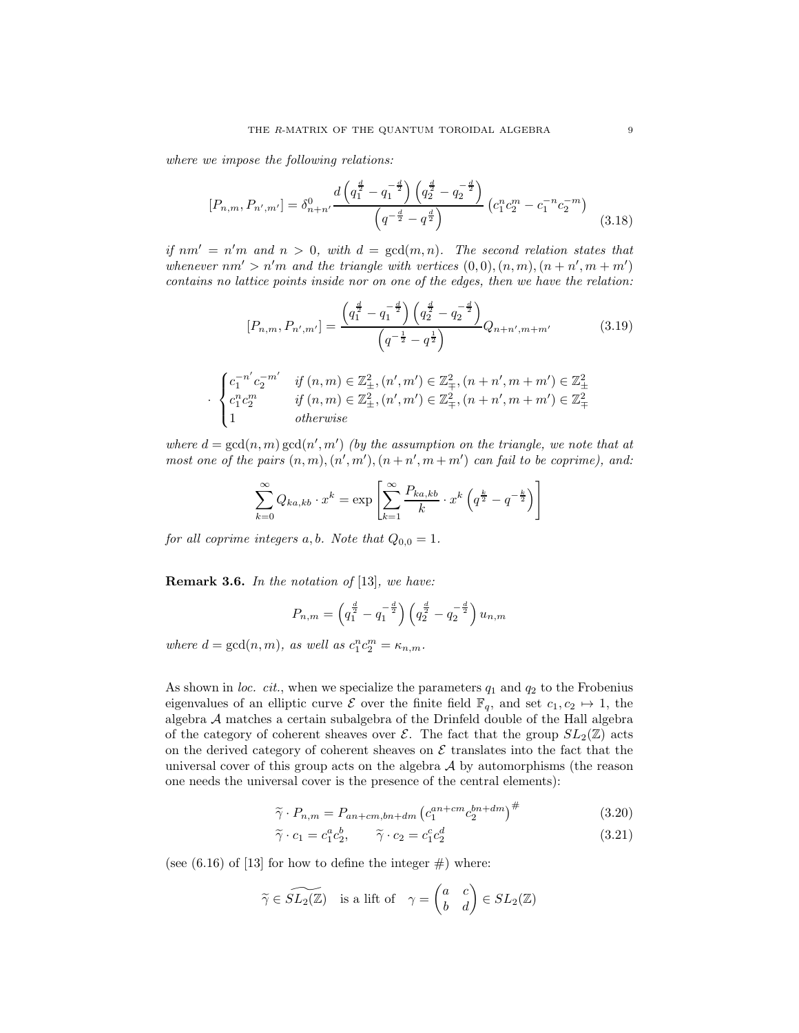*where we impose the following relations:*

$$[P_{n,m}, P_{n',m'}] = \delta^0_{n+n'} \frac{d\left(q_1^{\frac{d}{2}} - q_1^{-\frac{d}{2}}\right)\left(q_2^{\frac{d}{2}} - q_2^{-\frac{d}{2}}\right)}{\left(q^{-\frac{d}{2}} - q^{\frac{d}{2}}\right)} \left(c_1^n c_2^m - c_1^{-n} c_2^{-m}\right) \tag{3.18}$$

*if $nm' = n'm$ and $n > 0$, with $d = \gcd(m,n)$. The second relation states that whenever $nm' > n'm$ and the triangle with vertices $(0,0), (n,m), (n+n', m+m')$ contains no lattice points inside nor on one of the edges, then we have the relation:*

$$[P_{n,m}, P_{n',m'}] = \frac{\left(q_1^{\frac{d}{2}} - q_1^{-\frac{d}{2}}\right)\left(q_2^{\frac{d}{2}} - q_2^{-\frac{d}{2}}\right)}{\left(q^{-\frac{1}{2}} - q^{\frac{1}{2}}\right)} Q_{n+n',m+m'} \tag{3.19}$$

$$\cdot \begin{cases} c_1^{-n'} c_2^{-m'} & \text{if } (n,m) \in \mathbb{Z}^2_{\pm}, (n',m') \in \mathbb{Z}^2_{\mp}, (n+n',m+m') \in \mathbb{Z}^2_{\pm} \\ c_1^{n} c_2^{m} & \text{if } (n,m) \in \mathbb{Z}^2_{\pm}, (n',m') \in \mathbb{Z}^2_{\mp}, (n+n',m+m') \in \mathbb{Z}^2_{\mp} \\ 1 & \text{otherwise} \end{cases}$$

*where $d = \gcd(n,m)\gcd(n',m')$ (by the assumption on the triangle, we note that at most one of the pairs $(n,m), (n',m'), (n+n',m+m')$ can fail to be coprime), and:*

$$\sum_{k=0}^{\infty} Q_{ka,kb} \cdot x^k = \exp\left[\sum_{k=1}^{\infty} \frac{P_{ka,kb}}{k} \cdot x^k \left(q^{\frac{k}{2}} - q^{-\frac{k}{2}}\right)\right]$$

*for all coprime integers $a, b$. Note that $Q_{0,0} = 1$.*

**Remark 3.6.** *In the notation of* [13], *we have:*

$$P_{n,m} = \left(q_1^{\frac{d}{2}} - q_1^{-\frac{d}{2}}\right)\left(q_2^{\frac{d}{2}} - q_2^{-\frac{d}{2}}\right) u_{n,m}$$

*where $d = \gcd(n,m)$, as well as $c_1^n c_2^m = \kappa_{n,m}$.*

As shown in *loc. cit.*, when we specialize the parameters $q_1$ and $q_2$ to the Frobenius eigenvalues of an elliptic curve $\mathcal{E}$ over the finite field $\mathbb{F}_q$, and set $c_1, c_2 \mapsto 1$, the algebra $\mathcal{A}$ matches a certain subalgebra of the Drinfeld double of the Hall algebra of the category of coherent sheaves over $\mathcal{E}$. The fact that the group $SL_2(\mathbb{Z})$ acts on the derived category of coherent sheaves on $\mathcal{E}$ translates into the fact that the universal cover of this group acts on the algebra $\mathcal{A}$ by automorphisms (the reason one needs the universal cover is the presence of the central elements):

$$\widetilde{\gamma} \cdot P_{n,m} = P_{an+cm,bn+dm} \left(c_1^{an+cm} c_2^{bn+dm}\right)^{\#} \tag{3.20}$$

$$\widetilde{\gamma} \cdot c_1 = c_1^a c_2^b, \qquad \widetilde{\gamma} \cdot c_2 = c_1^c c_2^d \tag{3.21}$$

(see (6.16) of [13] for how to define the integer $\#$) where:

$$\widetilde{\gamma} \in \widetilde{SL_2(\mathbb{Z})} \quad \text{is a lift of} \quad \gamma = \begin{pmatrix} a & c \\ b & d \end{pmatrix} \in SL_2(\mathbb{Z})$$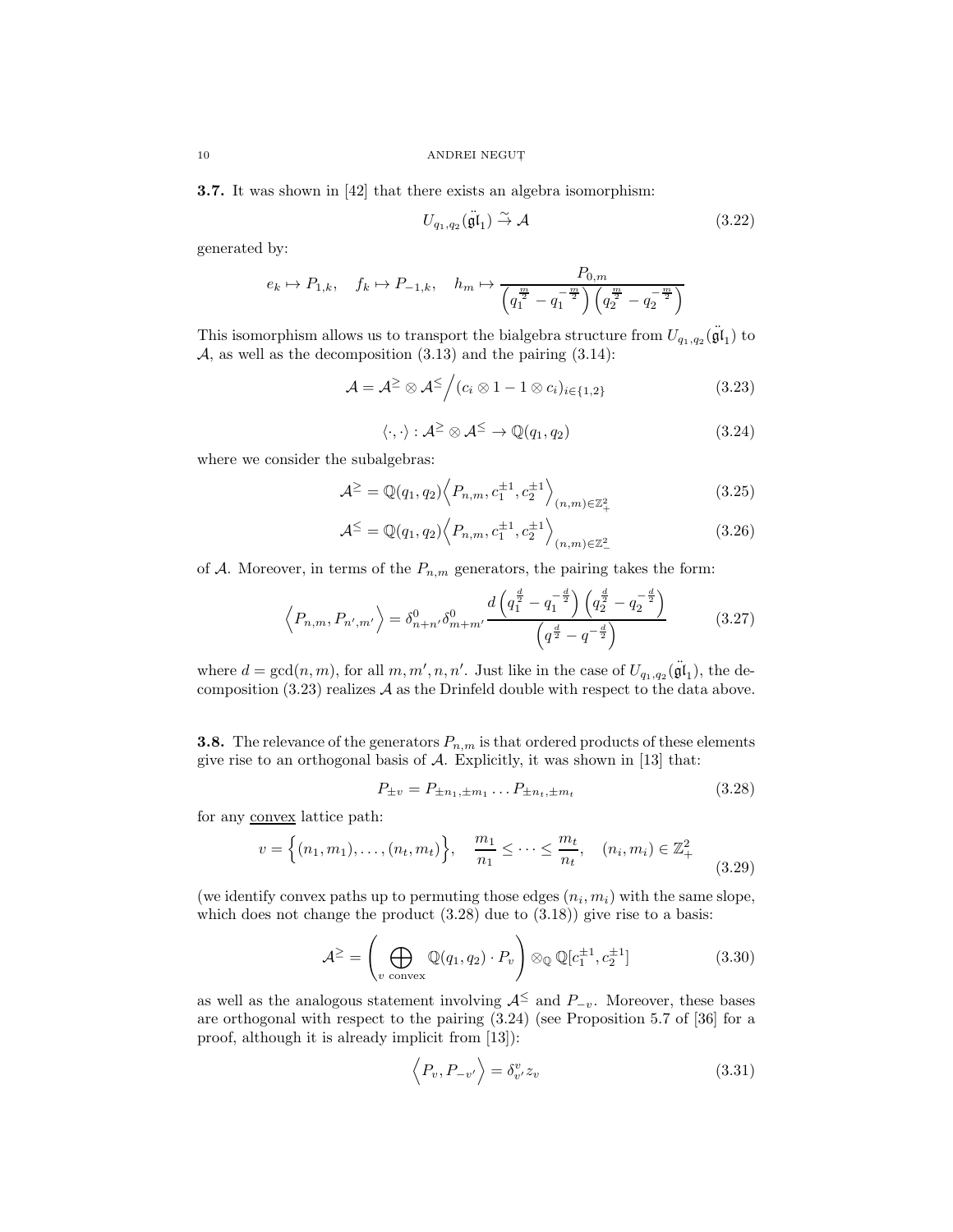**3.7.** It was shown in [42] that there exists an algebra isomorphism:

$$U_{q_1,q_2}(\ddot{\mathfrak{gl}}_1) \stackrel{\sim}{\to} \mathcal{A} \tag{3.22}$$

generated by:

$$e_k \mapsto P_{1,k}, \quad f_k \mapsto P_{-1,k}, \quad h_m \mapsto \frac{P_{0,m}}{\left(q_1^{\frac{m}{2}} - q_1^{-\frac{m}{2}}\right)\left(q_2^{\frac{m}{2}} - q_2^{-\frac{m}{2}}\right)}$$

This isomorphism allows us to transport the bialgebra structure from $U_{q_1,q_2}(\ddot{\mathfrak{gl}}_1)$ to $\mathcal{A}$, as well as the decomposition (3.13) and the pairing (3.14):

$$\mathcal{A} = \mathcal{A}^{\geq} \otimes \mathcal{A}^{\leq} \Big/ (c_i \otimes 1 - 1 \otimes c_i)_{i \in \{1,2\}} \tag{3.23}$$

$$\langle \cdot, \cdot \rangle : \mathcal{A}^{\geq} \otimes \mathcal{A}^{\leq} \to \mathbb{Q}(q_1, q_2) \tag{3.24}$$

where we consider the subalgebras:

$$\mathcal{A}^{\geq} = \mathbb{Q}(q_1, q_2)\Big\langle P_{n,m}, c_1^{\pm 1}, c_2^{\pm 1} \Big\rangle_{(n,m) \in \mathbb{Z}^2_+} \tag{3.25}$$

$$\mathcal{A}^{\leq} = \mathbb{Q}(q_1, q_2)\Big\langle P_{n,m}, c_1^{\pm 1}, c_2^{\pm 1} \Big\rangle_{(n,m) \in \mathbb{Z}^2_-} \tag{3.26}$$

of $\mathcal{A}$. Moreover, in terms of the $P_{n,m}$ generators, the pairing takes the form:

$$\Big\langle P_{n,m}, P_{n',m'} \Big\rangle = \delta^0_{n+n'} \delta^0_{m+m'} \frac{d\left(q_1^{\frac{d}{2}} - q_1^{-\frac{d}{2}}\right)\left(q_2^{\frac{d}{2}} - q_2^{-\frac{d}{2}}\right)}{\left(q^{\frac{d}{2}} - q^{-\frac{d}{2}}\right)} \tag{3.27}$$

where $d = \gcd(n, m)$, for all $m, m', n, n'$. Just like in the case of $U_{q_1,q_2}(\ddot{\mathfrak{gl}}_1)$, the decomposition (3.23) realizes $\mathcal{A}$ as the Drinfeld double with respect to the data above.

**3.8.** The relevance of the generators $P_{n,m}$ is that ordered products of these elements give rise to an orthogonal basis of $\mathcal{A}$. Explicitly, it was shown in [13] that:

$$P_{\pm v} = P_{\pm n_1, \pm m_1} \dots P_{\pm n_t, \pm m_t} \tag{3.28}$$

for any <u>convex</u> lattice path:

$$v = \Big\{(n_1, m_1), \dots, (n_t, m_t)\Big\}, \quad \frac{m_1}{n_1} \leq \dots \leq \frac{m_t}{n_t}, \quad (n_i, m_i) \in \mathbb{Z}^2_+ \tag{3.29}$$

(we identify convex paths up to permuting those edges $(n_i, m_i)$ with the same slope, which does not change the product (3.28) due to (3.18)) give rise to a basis:

$$\mathcal{A}^{\geq} = \left( \bigoplus_{v \text{ convex}} \mathbb{Q}(q_1, q_2) \cdot P_v \right) \otimes_{\mathbb{Q}} \mathbb{Q}[c_1^{\pm 1}, c_2^{\pm 1}] \tag{3.30}$$

as well as the analogous statement involving $\mathcal{A}^{\leq}$ and $P_{-v}$. Moreover, these bases are orthogonal with respect to the pairing (3.24) (see Proposition 5.7 of [36] for a proof, although it is already implicit from [13]):

$$\Big\langle P_v, P_{-v'} \Big\rangle = \delta^v_{v'} z_v \tag{3.31}$$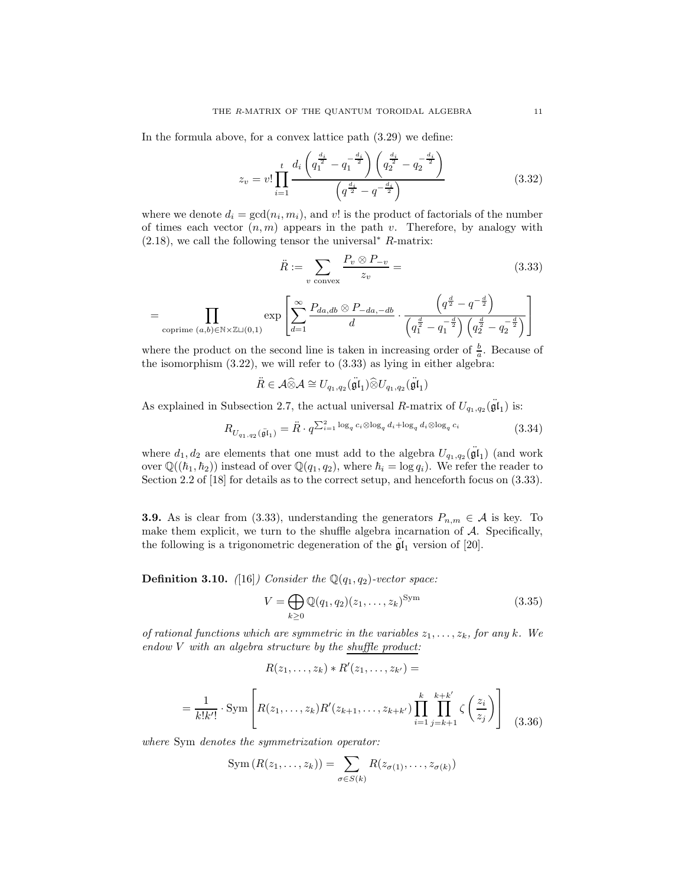In the formula above, for a convex lattice path (3.29) we define:

$$z_v = v! \prod_{i=1}^{t} \frac{d_i \left(q_1^{\frac{d_i}{2}} - q_1^{-\frac{d_i}{2}}\right)\left(q_2^{\frac{d_i}{2}} - q_2^{-\frac{d_i}{2}}\right)}{\left(q^{\frac{d_i}{2}} - q^{-\frac{d_i}{2}}\right)} \tag{3.32}$$

where we denote $d_i = \gcd(n_i, m_i)$, and $v!$ is the product of factorials of the number of times each vector $(n, m)$ appears in the path $v$. Therefore, by analogy with (2.18), we call the following tensor the universal$^*$ $R$-matrix:

$$\ddot{R} := \sum_{v \text{ convex}} \frac{P_v \otimes P_{-v}}{z_v} = \tag{3.33}$$

$$= \prod_{\text{coprime } (a,b) \in \mathbb{N} \times \mathbb{Z} \sqcup (0,1)} \exp\left[\sum_{d=1}^{\infty} \frac{P_{da,db} \otimes P_{-da,-db}}{d} \cdot \frac{\left(q^{\frac{d}{2}} - q^{-\frac{d}{2}}\right)}{\left(q_1^{\frac{d}{2}} - q_1^{-\frac{d}{2}}\right)\left(q_2^{\frac{d}{2}} - q_2^{-\frac{d}{2}}\right)}\right]$$

where the product on the second line is taken in increasing order of $\frac{b}{a}$. Because of the isomorphism (3.22), we will refer to (3.33) as lying in either algebra:

$$\ddot{R} \in \mathcal{A} \widehat{\otimes} \mathcal{A} \cong U_{q_1,q_2}(\ddot{\mathfrak{gl}}_1) \widehat{\otimes} U_{q_1,q_2}(\ddot{\mathfrak{gl}}_1)$$

As explained in Subsection 2.7, the actual universal $R$-matrix of $U_{q_1,q_2}(\ddot{\mathfrak{gl}}_1)$ is:

$$R_{U_{q_1,q_2}(\ddot{\mathfrak{gl}}_1)} = \ddot{R} \cdot q^{\sum_{i=1}^{2} \log_q c_i \otimes \log_q d_i + \log_q d_i \otimes \log_q c_i} \tag{3.34}$$

where $d_1, d_2$ are elements that one must add to the algebra $U_{q_1,q_2}(\ddot{\mathfrak{gl}}_1)$ (and work over $\mathbb{Q}((\hbar_1, \hbar_2))$ instead of over $\mathbb{Q}(q_1, q_2)$, where $\hbar_i = \log q_i$). We refer the reader to Section 2.2 of [18] for details as to the correct setup, and henceforth focus on (3.33).

**3.9.** As is clear from (3.33), understanding the generators $P_{n,m} \in \mathcal{A}$ is key. To make them explicit, we turn to the shuffle algebra incarnation of $\mathcal{A}$. Specifically, the following is a trigonometric degeneration of the $\ddot{\mathfrak{gl}}_1$ version of [20].

**Definition 3.10.** *([16]) Consider the $\mathbb{Q}(q_1, q_2)$-vector space:*

$$V = \bigoplus_{k \geq 0} \mathbb{Q}(q_1, q_2)(z_1, \dots, z_k)^{\text{Sym}} \tag{3.35}$$

*of rational functions which are symmetric in the variables $z_1, \dots, z_k$, for any $k$. We endow $V$ with an algebra structure by the <u>shuffle product</u>:*

$$R(z_1, \dots, z_k) * R'(z_1, \dots, z_{k'}) =$$

$$= \frac{1}{k!k'!} \cdot \text{Sym}\left[R(z_1, \dots, z_k) R'(z_{k+1}, \dots, z_{k+k'}) \prod_{i=1}^{k} \prod_{j=k+1}^{k+k'} \zeta\left(\frac{z_i}{z_j}\right)\right] \tag{3.36}$$

*where* Sym *denotes the symmetrization operator:*

$$\text{Sym}\left(R(z_1, \dots, z_k)\right) = \sum_{\sigma \in S(k)} R(z_{\sigma(1)}, \dots, z_{\sigma(k)})$$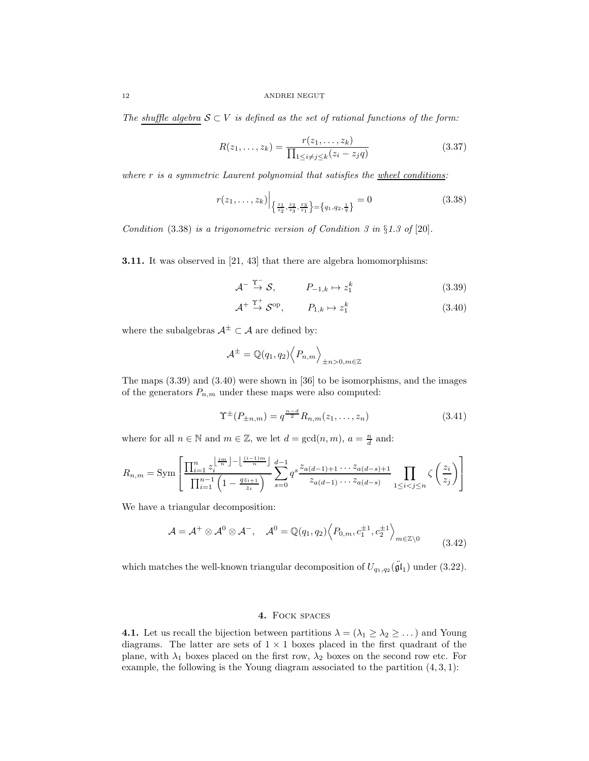*The* <u>*shuffle algebra*</u> $\mathcal{S} \subset V$ *is defined as the set of rational functions of the form:*

$$R(z_1, \dots, z_k) = \frac{r(z_1, \dots, z_k)}{\prod_{1 \leq i \neq j \leq k} (z_i - z_j q)} \tag{3.37}$$

*where* $r$ *is a symmetric Laurent polynomial that satisfies the* <u>*wheel conditions*</u>*:*

$$r(z_1, \dots, z_k) \Big|_{\left\{ \frac{z_1}{z_2}, \frac{z_2}{z_3}, \frac{z_3}{z_1} \right\} = \left\{ q_1, q_2, \frac{1}{q} \right\}} = 0 \tag{3.38}$$

*Condition* (3.38) *is a trigonometric version of Condition 3 in §1.3 of* [20].

**3.11.** It was observed in [21, 43] that there are algebra homomorphisms:

$$\mathcal{A}^- \stackrel{\Upsilon^-}{\to} \mathcal{S}, \qquad P_{-1,k} \mapsto z_1^k \tag{3.39}$$

$$\mathcal{A}^+ \stackrel{\Upsilon^+}{\to} \mathcal{S}^{\text{op}}, \qquad P_{1,k} \mapsto z_1^k \tag{3.40}$$

where the subalgebras $\mathcal{A}^\pm \subset \mathcal{A}$ are defined by:

$$\mathcal{A}^\pm = \mathbb{Q}(q_1, q_2) \Big\langle P_{n,m} \Big\rangle_{\pm n > 0, m \in \mathbb{Z}}$$

The maps (3.39) and (3.40) were shown in [36] to be isomorphisms, and the images of the generators $P_{n,m}$ under these maps were also computed:

$$\Upsilon^\pm(P_{\pm n,m}) = q^{\frac{n-d}{2}} R_{n,m}(z_1, \dots, z_n) \tag{3.41}$$

where for all $n \in \mathbb{N}$ and $m \in \mathbb{Z}$, we let $d = \gcd(n, m)$, $a = \frac{n}{d}$ and:

$$R_{n,m} = \text{Sym} \left[ \frac{\prod_{i=1}^n z_i^{\left\lfloor \frac{im}{n} \right\rfloor - \left\lfloor \frac{(i-1)m}{n} \right\rfloor}}{\prod_{i=1}^{n-1} \left( 1 - \frac{q z_{i+1}}{z_i} \right)} \sum_{s=0}^{d-1} q^s \frac{z_{a(d-1)+1} \dots z_{a(d-s)+1}}{z_{a(d-1)} \dots z_{a(d-s)}} \prod_{1 \leq i < j \leq n} \zeta\left( \frac{z_i}{z_j} \right) \right]$$

We have a triangular decomposition:

$$\mathcal{A} = \mathcal{A}^+ \otimes \mathcal{A}^0 \otimes \mathcal{A}^-, \quad \mathcal{A}^0 = \mathbb{Q}(q_1, q_2) \Big\langle P_{0,m}, c_1^{\pm 1}, c_2^{\pm 1} \Big\rangle_{m \in \mathbb{Z} \backslash 0} \tag{3.42}$$

which matches the well-known triangular decomposition of $U_{q_1,q_2}(\ddot{\mathfrak{gl}}_1)$ under (3.22).

## 4. Fock spaces

**4.1.** Let us recall the bijection between partitions $\lambda = (\lambda_1 \geq \lambda_2 \geq \dots)$ and Young diagrams. The latter are sets of $1 \times 1$ boxes placed in the first quadrant of the plane, with $\lambda_1$ boxes placed on the first row, $\lambda_2$ boxes on the second row etc. For example, the following is the Young diagram associated to the partition $(4, 3, 1)$: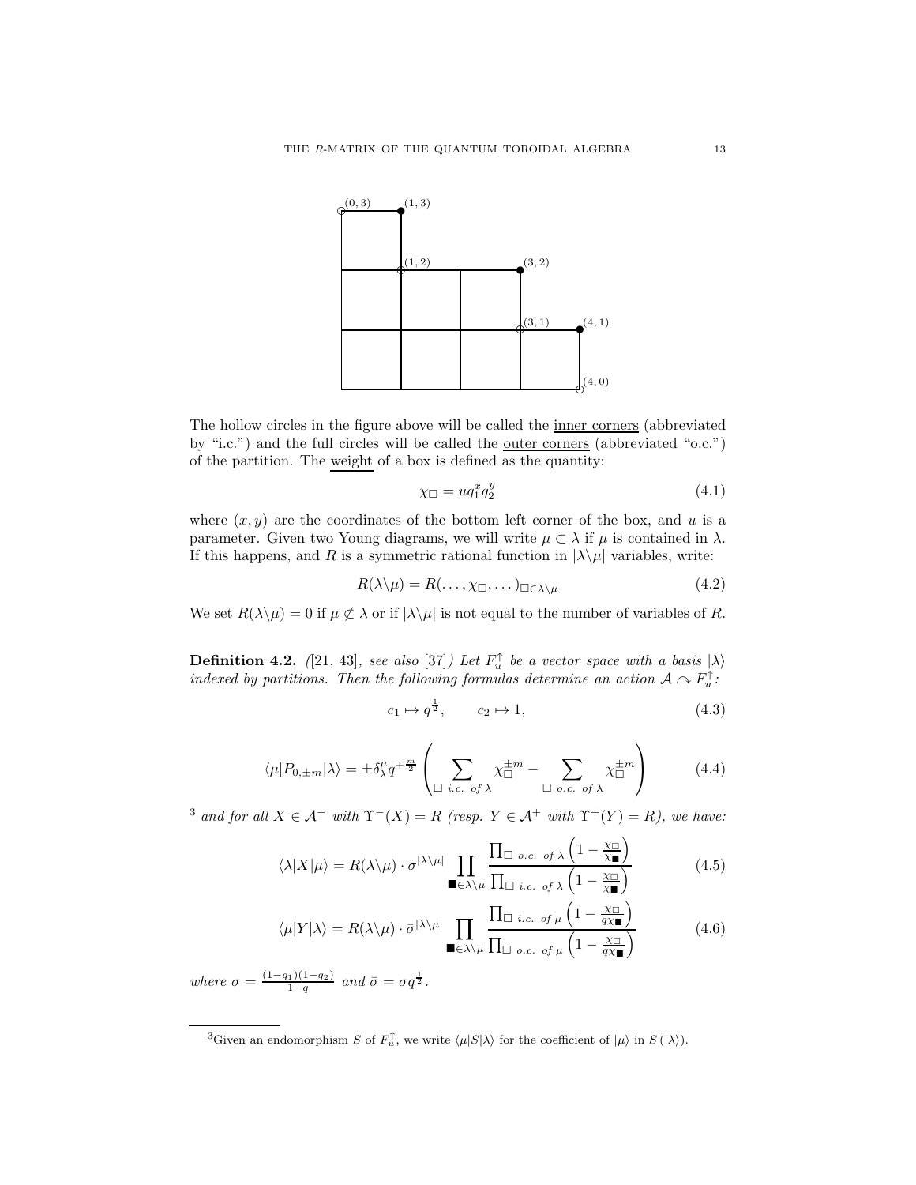The hollow circles in the figure above will be called the inner corners (abbreviated by "i.c.") and the full circles will be called the outer corners (abbreviated "o.c.") of the partition. The weight of a box is defined as the quantity:

$$\chi_\square = uq_1^x q_2^y \tag{4.1}$$

where $(x, y)$ are the coordinates of the bottom left corner of the box, and $u$ is a parameter. Given two Young diagrams, we will write $\mu \subset \lambda$ if $\mu$ is contained in $\lambda$. If this happens, and $R$ is a symmetric rational function in $|\lambda\backslash\mu|$ variables, write:

$$R(\lambda\backslash\mu) = R(\dots, \chi_\square, \dots)_{\square\in\lambda\backslash\mu} \tag{4.2}$$

We set $R(\lambda\backslash\mu) = 0$ if $\mu \not\subset \lambda$ or if $|\lambda\backslash\mu|$ is not equal to the number of variables of $R$.

**Definition 4.2.** *([21, 43], see also [37]) Let $F_u^\uparrow$ be a vector space with a basis $|\lambda\rangle$ indexed by partitions. Then the following formulas determine an action $\mathcal{A} \curvearrowright F_u^\uparrow$:*

$$c_1 \mapsto q^{\frac{1}{2}}, \qquad c_2 \mapsto 1, \tag{4.3}$$

$$\langle\mu|P_{0,\pm m}|\lambda\rangle = \pm\delta_\lambda^\mu q^{\mp\frac{m}{2}} \left( \sum_{\square \text{ i.c. of } \lambda} \chi_\square^{\pm m} - \sum_{\square \text{ o.c. of } \lambda} \chi_\square^{\pm m} \right) \tag{4.4}$$

[3] *and for all $X \in \mathcal{A}^-$ with $\Upsilon^-(X) = R$ (resp. $Y \in \mathcal{A}^+$ with $\Upsilon^+(Y) = R$), we have:*

$$\langle\lambda|X|\mu\rangle = R(\lambda\backslash\mu) \cdot \sigma^{|\lambda\backslash\mu|} \prod_{\blacksquare\in\lambda\backslash\mu} \frac{\prod_{\square \text{ o.c. of } \lambda} \left(1 - \frac{\chi_\square}{\chi_\blacksquare}\right)}{\prod_{\square \text{ i.c. of } \lambda} \left(1 - \frac{\chi_\square}{\chi_\blacksquare}\right)} \tag{4.5}$$

$$\langle\mu|Y|\lambda\rangle = R(\lambda\backslash\mu) \cdot \bar{\sigma}^{|\lambda\backslash\mu|} \prod_{\blacksquare\in\lambda\backslash\mu} \frac{\prod_{\square \text{ i.c. of } \mu} \left(1 - \frac{\chi_\square}{q\chi_\blacksquare}\right)}{\prod_{\square \text{ o.c. of } \mu} \left(1 - \frac{\chi_\square}{q\chi_\blacksquare}\right)} \tag{4.6}$$

*where $\sigma = \frac{(1-q_1)(1-q_2)}{1-q}$ and $\bar{\sigma} = \sigma q^{\frac{1}{2}}$.*

---

[3] Given an endomorphism $S$ of $F_u^\uparrow$, we write $\langle\mu|S|\lambda\rangle$ for the coefficient of $|\mu\rangle$ in $S(|\lambda\rangle)$.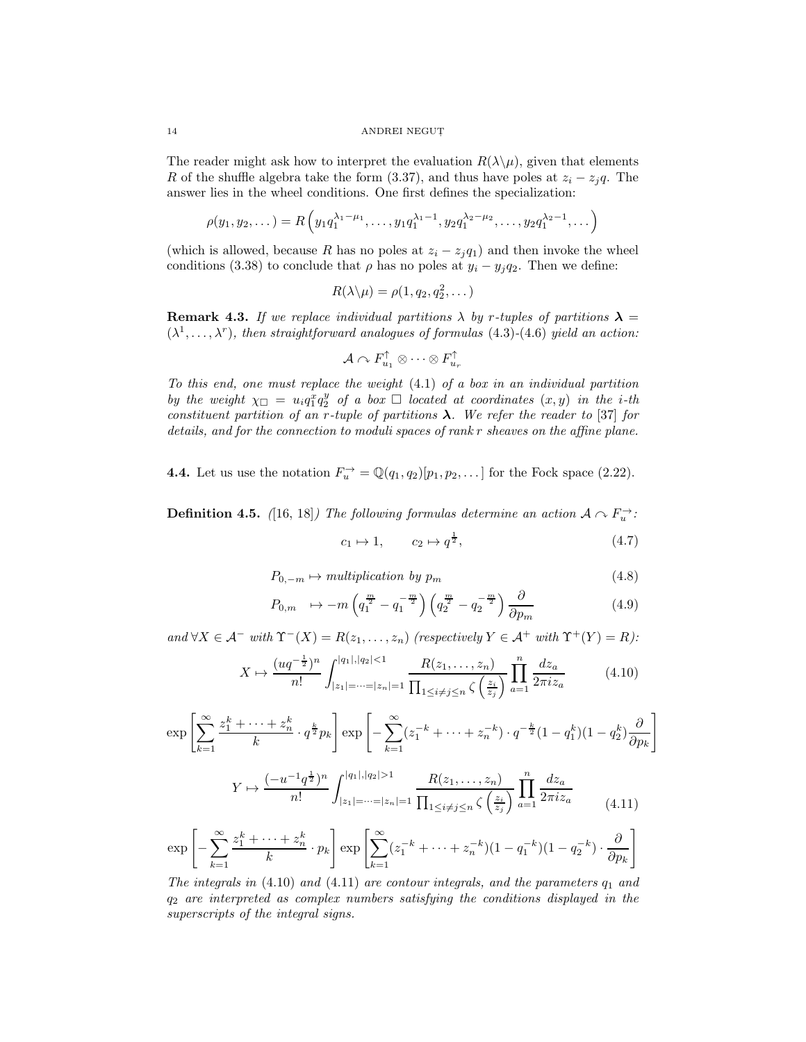The reader might ask how to interpret the evaluation $R(\lambda\backslash\mu)$, given that elements $R$ of the shuffle algebra take the form (3.37), and thus have poles at $z_i - z_j q$. The answer lies in the wheel conditions. One first defines the specialization:

$$\rho(y_1, y_2, \dots) = R\left(y_1 q_1^{\lambda_1 - \mu_1}, \dots, y_1 q_1^{\lambda_1 - 1}, y_2 q_1^{\lambda_2 - \mu_2}, \dots, y_2 q_1^{\lambda_2 - 1}, \dots\right)$$

(which is allowed, because $R$ has no poles at $z_i - z_j q_1$) and then invoke the wheel conditions (3.38) to conclude that $\rho$ has no poles at $y_i - y_j q_2$. Then we define:

$$R(\lambda\backslash\mu) = \rho(1, q_2, q_2^2, \dots)$$

**Remark 4.3.** *If we replace individual partitions $\lambda$ by $r$-tuples of partitions $\boldsymbol{\lambda} = (\lambda^1, \dots, \lambda^r)$, then straightforward analogues of formulas (4.3)-(4.6) yield an action:*

$$\mathcal{A} \curvearrowright F^{\uparrow}_{u_1} \otimes \dots \otimes F^{\uparrow}_{u_r}$$

*To this end, one must replace the weight (4.1) of a box in an individual partition by the weight $\chi_\square = u_i q_1^x q_2^y$ of a box $\square$ located at coordinates $(x, y)$ in the $i$-th constituent partition of an $r$-tuple of partitions $\boldsymbol{\lambda}$. We refer the reader to [37] for details, and for the connection to moduli spaces of rank $r$ sheaves on the affine plane.*

**4.4.** Let us use the notation $F^{\rightarrow}_u = \mathbb{Q}(q_1, q_2)[p_1, p_2, \dots]$ for the Fock space (2.22).

**Definition 4.5.** *([16, 18]) The following formulas determine an action $\mathcal{A} \curvearrowright F^{\rightarrow}_u$:*

$$c_1 \mapsto 1, \qquad c_2 \mapsto q^{\frac{1}{2}}, \tag{4.7}$$

$$P_{0,-m} \mapsto \textit{multiplication by } p_m \tag{4.8}$$

$$P_{0,m} \mapsto -m\left(q_1^{\frac{m}{2}} - q_1^{-\frac{m}{2}}\right)\left(q_2^{\frac{m}{2}} - q_2^{-\frac{m}{2}}\right)\frac{\partial}{\partial p_m} \tag{4.9}$$

*and $\forall X \in \mathcal{A}^-$ with $\Upsilon^-(X) = R(z_1, \dots, z_n)$ (respectively $Y \in \mathcal{A}^+$ with $\Upsilon^+(Y) = R$):*

$$X \mapsto \frac{(uq^{-\frac{1}{2}})^n}{n!} \int_{|z_1| = \dots = |z_n| = 1}^{|q_1|, |q_2| < 1} \frac{R(z_1, \dots, z_n)}{\prod_{1 \leq i \neq j \leq n} \zeta\left(\frac{z_i}{z_j}\right)} \prod_{a=1}^{n} \frac{dz_a}{2\pi i z_a} \tag{4.10}$$

$$\exp\left[\sum_{k=1}^{\infty} \frac{z_1^k + \dots + z_n^k}{k} \cdot q^{\frac{k}{2}} p_k\right] \exp\left[-\sum_{k=1}^{\infty} (z_1^{-k} + \dots + z_n^{-k}) \cdot q^{-\frac{k}{2}} (1 - q_1^k)(1 - q_2^k) \frac{\partial}{\partial p_k}\right]$$

$$Y \mapsto \frac{(-u^{-1} q^{\frac{1}{2}})^n}{n!} \int_{|z_1| = \dots = |z_n| = 1}^{|q_1|, |q_2| > 1} \frac{R(z_1, \dots, z_n)}{\prod_{1 \leq i \neq j \leq n} \zeta\left(\frac{z_i}{z_j}\right)} \prod_{a=1}^{n} \frac{dz_a}{2\pi i z_a} \tag{4.11}$$

$$\exp\left[-\sum_{k=1}^{\infty} \frac{z_1^k + \dots + z_n^k}{k} \cdot p_k\right] \exp\left[\sum_{k=1}^{\infty} (z_1^{-k} + \dots + z_n^{-k})(1 - q_1^{-k})(1 - q_2^{-k}) \cdot \frac{\partial}{\partial p_k}\right]$$

*The integrals in (4.10) and (4.11) are contour integrals, and the parameters $q_1$ and $q_2$ are interpreted as complex numbers satisfying the conditions displayed in the superscripts of the integral signs.*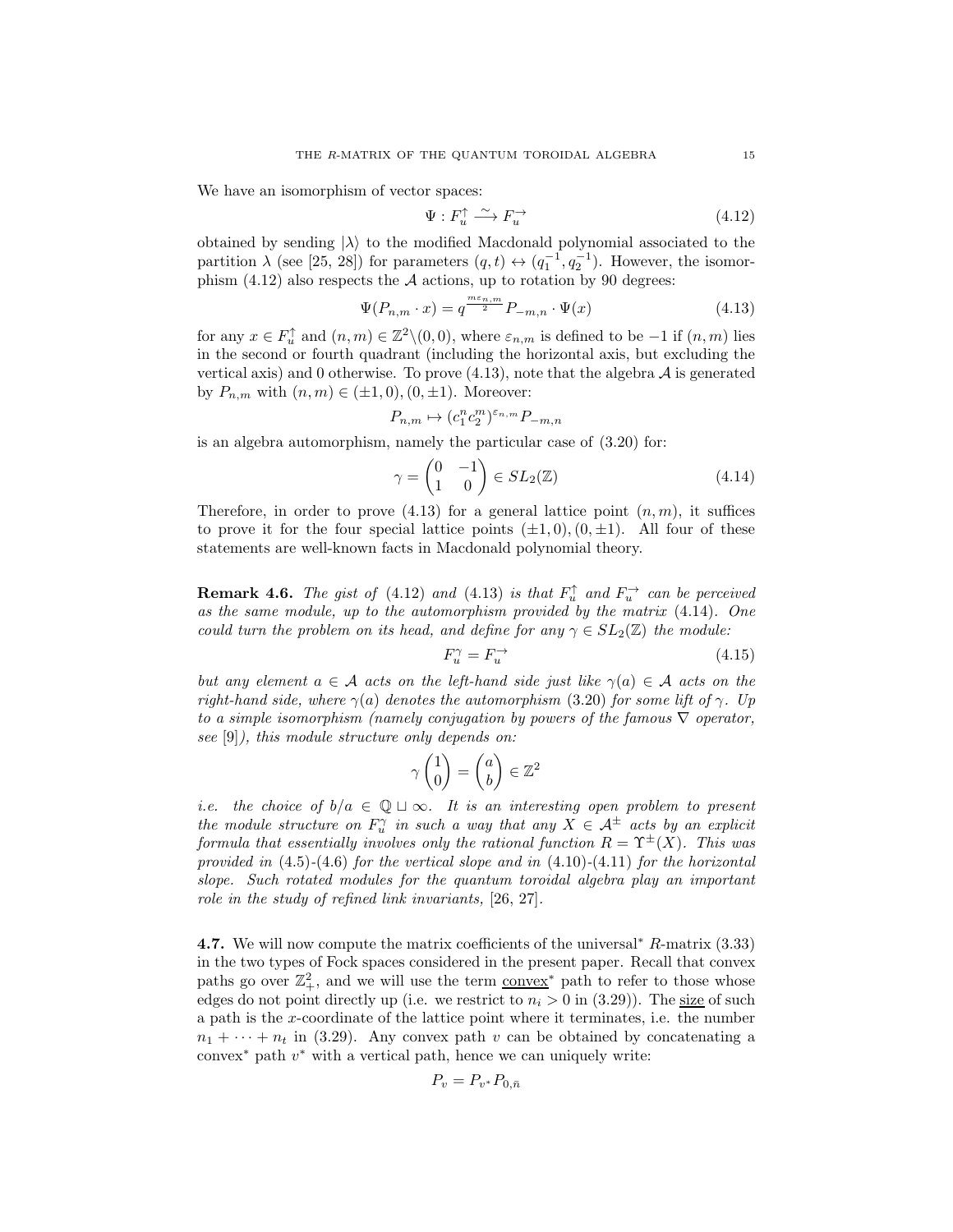We have an isomorphism of vector spaces:

$$\Psi : F_u^{\uparrow} \xrightarrow{\sim} F_u^{\rightarrow} \tag{4.12}$$

obtained by sending $|\lambda\rangle$ to the modified Macdonald polynomial associated to the partition $\lambda$ (see [25, 28]) for parameters $(q,t) \leftrightarrow (q_1^{-1}, q_2^{-1})$. However, the isomorphism (4.12) also respects the $\mathcal{A}$ actions, up to rotation by 90 degrees:

$$\Psi(P_{n,m} \cdot x) = q^{\frac{m\varepsilon_{n,m}}{2}} P_{-m,n} \cdot \Psi(x) \tag{4.13}$$

for any $x \in F_u^{\uparrow}$ and $(n,m) \in \mathbb{Z}^2 \backslash (0,0)$, where $\varepsilon_{n,m}$ is defined to be $-1$ if $(n,m)$ lies in the second or fourth quadrant (including the horizontal axis, but excluding the vertical axis) and 0 otherwise. To prove (4.13), note that the algebra $\mathcal{A}$ is generated by $P_{n,m}$ with $(n,m) \in (\pm 1, 0), (0, \pm 1)$. Moreover:

$$P_{n,m} \mapsto (c_1^n c_2^m)^{\varepsilon_{n,m}} P_{-m,n}$$

is an algebra automorphism, namely the particular case of (3.20) for:

$$\gamma = \begin{pmatrix} 0 & -1 \\ 1 & 0 \end{pmatrix} \in SL_2(\mathbb{Z}) \tag{4.14}$$

Therefore, in order to prove (4.13) for a general lattice point $(n,m)$, it suffices to prove it for the four special lattice points $(\pm 1, 0), (0, \pm 1)$. All four of these statements are well-known facts in Macdonald polynomial theory.

**Remark 4.6.** *The gist of* (4.12) *and* (4.13) *is that $F_u^{\uparrow}$ and $F_u^{\rightarrow}$ can be perceived as the same module, up to the automorphism provided by the matrix* (4.14)*. One could turn the problem on its head, and define for any $\gamma \in SL_2(\mathbb{Z})$ the module:*

$$F_u^{\gamma} = F_u^{\rightarrow} \tag{4.15}$$

*but any element $a \in \mathcal{A}$ acts on the left-hand side just like $\gamma(a) \in \mathcal{A}$ acts on the right-hand side, where $\gamma(a)$ denotes the automorphism* (3.20) *for some lift of $\gamma$. Up to a simple isomorphism (namely conjugation by powers of the famous $\nabla$ operator, see* [9]*), this module structure only depends on:*

$$\gamma \begin{pmatrix} 1 \\ 0 \end{pmatrix} = \begin{pmatrix} a \\ b \end{pmatrix} \in \mathbb{Z}^2$$

*i.e. the choice of $b/a \in \mathbb{Q} \sqcup \infty$. It is an interesting open problem to present the module structure on $F_u^{\gamma}$ in such a way that any $X \in \mathcal{A}^{\pm}$ acts by an explicit formula that essentially involves only the rational function $R = \Upsilon^{\pm}(X)$. This was provided in* (4.5)-(4.6) *for the vertical slope and in* (4.10)-(4.11) *for the horizontal slope. Such rotated modules for the quantum toroidal algebra play an important role in the study of refined link invariants,* [26, 27].

**4.7.** We will now compute the matrix coefficients of the universal$^*$ $R$-matrix (3.33) in the two types of Fock spaces considered in the present paper. Recall that convex paths go over $\mathbb{Z}_+^2$, and we will use the term <u>convex$^*$</u> path to refer to those whose edges do not point directly up (i.e. we restrict to $n_i > 0$ in (3.29)). The <u>size</u> of such a path is the $x$-coordinate of the lattice point where it terminates, i.e. the number $n_1 + \dots + n_t$ in (3.29). Any convex path $v$ can be obtained by concatenating a convex$^*$ path $v^*$ with a vertical path, hence we can uniquely write:

$$P_v = P_{v^*} P_{0,\bar{n}}$$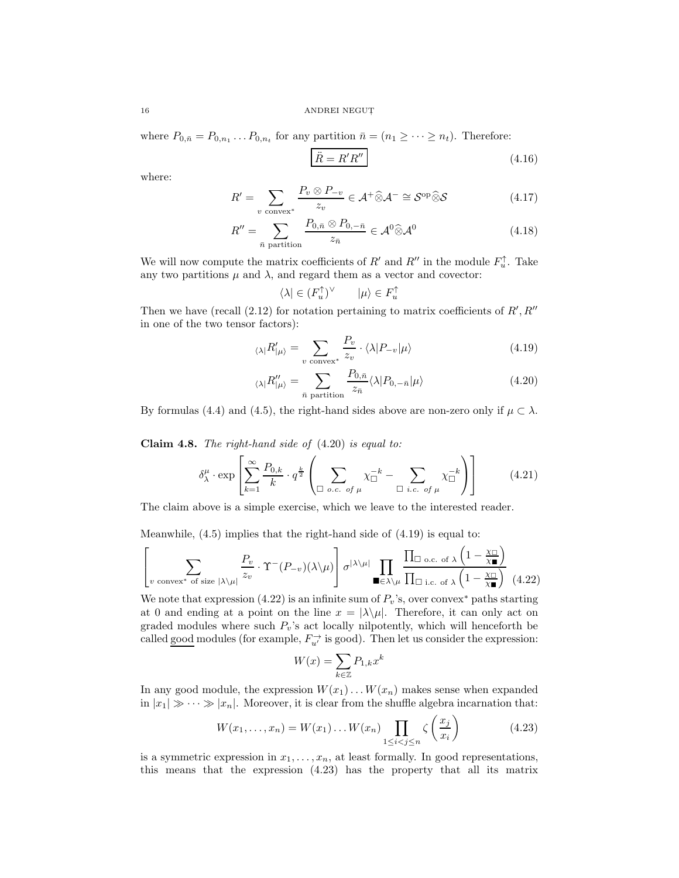where $P_{0,\bar{n}} = P_{0,n_1} \dots P_{0,n_t}$ for any partition $\bar{n} = (n_1 \geq \dots \geq n_t)$. Therefore:

$$\boxed{\ddot{R} = R' R''} \tag{4.16}$$

where:

$$R' = \sum_{v \text{ convex}^*} \frac{P_v \otimes P_{-v}}{z_v} \in \mathcal{A}^+ \widehat{\otimes} \mathcal{A}^- \cong \mathcal{S}^{\text{op}} \widehat{\otimes} \mathcal{S} \tag{4.17}$$

$$R'' = \sum_{\bar{n} \text{ partition}} \frac{P_{0,\bar{n}} \otimes P_{0,-\bar{n}}}{z_{\bar{n}}} \in \mathcal{A}^0 \widehat{\otimes} \mathcal{A}^0 \tag{4.18}$$

We will now compute the matrix coefficients of $R'$ and $R''$ in the module $F_u^{\uparrow}$. Take any two partitions $\mu$ and $\lambda$, and regard them as a vector and covector:

$$\langle \lambda | \in (F_u^{\uparrow})^{\vee} \qquad |\mu\rangle \in F_u^{\uparrow}$$

Then we have (recall (2.12) for notation pertaining to matrix coefficients of $R', R''$ in one of the two tensor factors):

$$_{\langle \lambda |} R'_{|\mu\rangle} = \sum_{v \text{ convex}^*} \frac{P_v}{z_v} \cdot \langle \lambda | P_{-v} | \mu \rangle \tag{4.19}$$

$$_{\langle \lambda |} R''_{|\mu\rangle} = \sum_{\bar{n} \text{ partition}} \frac{P_{0,\bar{n}}}{z_{\bar{n}}} \langle \lambda | P_{0,-\bar{n}} | \mu \rangle \tag{4.20}$$

By formulas (4.4) and (4.5), the right-hand sides above are non-zero only if $\mu \subset \lambda$.

**Claim 4.8.** *The right-hand side of* (4.20) *is equal to:*

$$\delta_\lambda^\mu \cdot \exp \left[ \sum_{k=1}^{\infty} \frac{P_{0,k}}{k} \cdot q^{\frac{k}{2}} \left( \sum_{\square \text{ o.c. of } \mu} \chi_\square^{-k} - \sum_{\square \text{ i.c. of } \mu} \chi_\square^{-k} \right) \right] \tag{4.21}$$

The claim above is a simple exercise, which we leave to the interested reader.

Meanwhile, (4.5) implies that the right-hand side of (4.19) is equal to:

$$\left[ \sum_{v \text{ convex}^* \text{ of size } |\lambda \backslash \mu|} \frac{P_v}{z_v} \cdot \Upsilon^-(P_{-v})(\lambda \backslash \mu) \right] \sigma^{|\lambda \backslash \mu|} \prod_{\blacksquare \in \lambda \backslash \mu} \frac{\prod_{\square \text{ o.c. of } \lambda} \left(1 - \frac{\chi_\square}{\chi_\blacksquare}\right)}{\prod_{\square \text{ i.c. of } \lambda} \left(1 - \frac{\chi_\square}{\chi_\blacksquare}\right)} \tag{4.22}$$

We note that expression (4.22) is an infinite sum of $P_v$'s, over convex$^*$ paths starting at 0 and ending at a point on the line $x = |\lambda \backslash \mu|$. Therefore, it can only act on graded modules where such $P_v$'s act locally nilpotently, which will henceforth be called <u>good</u> modules (for example, $F_{u'}^{\rightarrow}$ is good). Then let us consider the expression:

$$W(x) = \sum_{k \in \mathbb{Z}} P_{1,k} x^k$$

In any good module, the expression $W(x_1) \dots W(x_n)$ makes sense when expanded in $|x_1| \gg \dots \gg |x_n|$. Moreover, it is clear from the shuffle algebra incarnation that:

$$W(x_1, \dots, x_n) = W(x_1) \dots W(x_n) \prod_{1 \leq i < j \leq n} \zeta\left(\frac{x_j}{x_i}\right) \tag{4.23}$$

is a symmetric expression in $x_1, \dots, x_n$, at least formally. In good representations, this means that the expression (4.23) has the property that all its matrix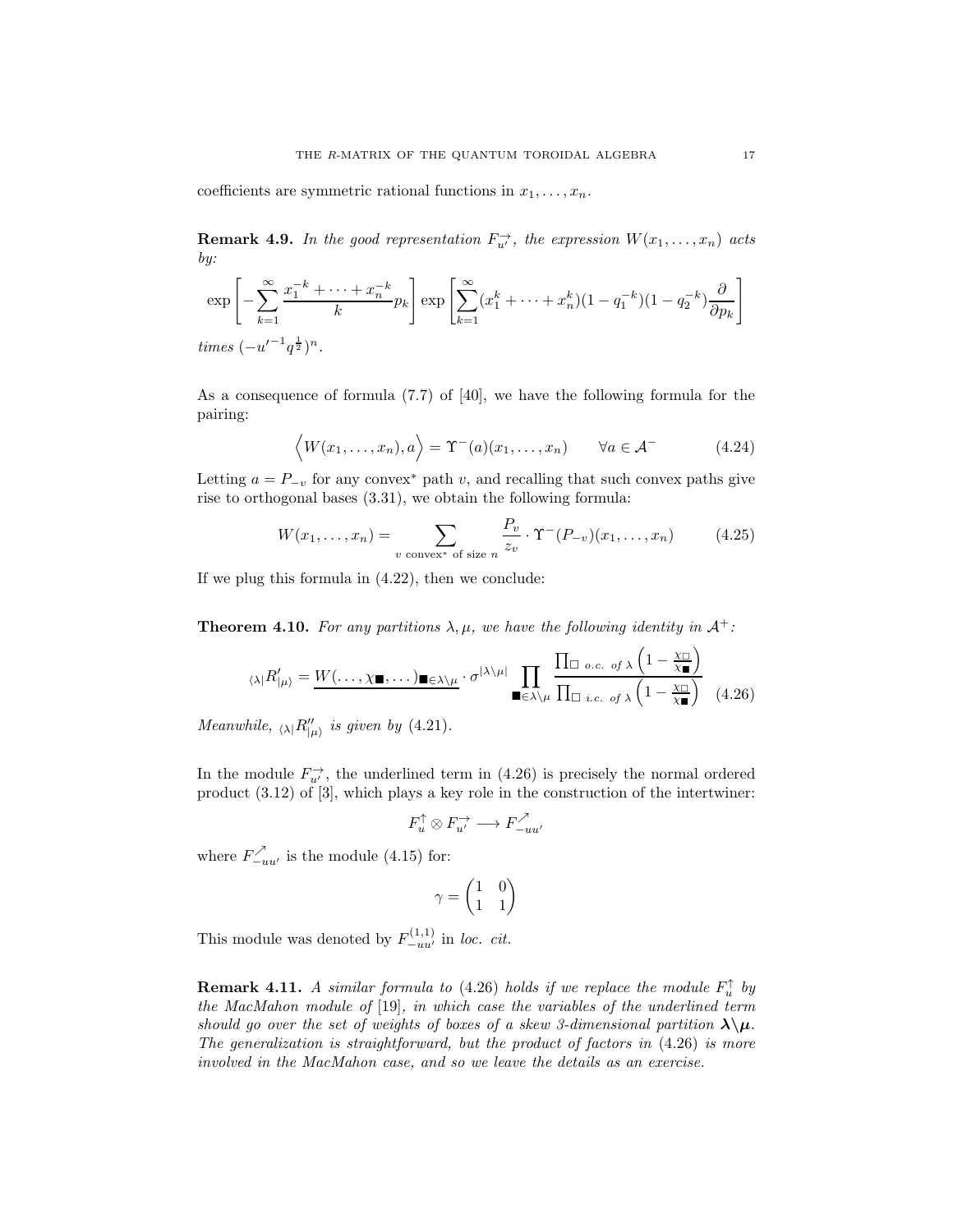coefficients are symmetric rational functions in $x_1, \dots, x_n$.

**Remark 4.9.** *In the good representation $F^{\rightarrow}_{u'}$, the expression $W(x_1, \dots, x_n)$ acts by:*

$$\exp\left[-\sum_{k=1}^{\infty} \frac{x_1^{-k} + \dots + x_n^{-k}}{k} p_k\right] \exp\left[\sum_{k=1}^{\infty} (x_1^k + \dots + x_n^k)(1 - q_1^{-k})(1 - q_2^{-k}) \frac{\partial}{\partial p_k}\right]$$

*times $(-u'^{-1} q^{\frac{1}{2}})^n$.*

As a consequence of formula (7.7) of [40], we have the following formula for the pairing:

$$\Big\langle W(x_1, \dots, x_n), a \Big\rangle = \Upsilon^-(a)(x_1, \dots, x_n) \qquad \forall a \in \mathcal{A}^- \tag{4.24}$$

Letting $a = P_{-v}$ for any convex$^*$ path $v$, and recalling that such convex paths give rise to orthogonal bases (3.31), we obtain the following formula:

$$W(x_1, \dots, x_n) = \sum_{v \text{ convex}^* \text{ of size } n} \frac{P_v}{z_v} \cdot \Upsilon^-(P_{-v})(x_1, \dots, x_n) \tag{4.25}$$

If we plug this formula in (4.22), then we conclude:

**Theorem 4.10.** *For any partitions $\lambda, \mu$, we have the following identity in $\mathcal{A}^+$:*

$$_{\langle \lambda |} R'_{| \mu \rangle} = \underline{W(\dots, \chi_{\blacksquare}, \dots)_{\blacksquare \in \lambda \backslash \mu}} \cdot \sigma^{|\lambda \backslash \mu|} \prod_{\blacksquare \in \lambda \backslash \mu} \frac{\prod_{\square \text{ o.c. of } \lambda} \left(1 - \frac{\chi_\square}{\chi_\blacksquare}\right)}{\prod_{\square \text{ i.c. of } \lambda} \left(1 - \frac{\chi_\square}{\chi_\blacksquare}\right)} \tag{4.26}$$

*Meanwhile, $_{\langle \lambda |} R''_{| \mu \rangle}$ is given by (4.21).*

In the module $F^{\rightarrow}_{u'}$, the underlined term in (4.26) is precisely the normal ordered product (3.12) of [3], which plays a key role in the construction of the intertwiner:

$$F^{\uparrow}_u \otimes F^{\rightarrow}_{u'} \longrightarrow F^{\nearrow}_{-uu'}$$

where $F^{\nearrow}_{-uu'}$ is the module (4.15) for:

$$\gamma = \begin{pmatrix} 1 & 0 \\ 1 & 1 \end{pmatrix}$$

This module was denoted by $F^{(1,1)}_{-uu'}$ in *loc. cit.*

**Remark 4.11.** *A similar formula to (4.26) holds if we replace the module $F^{\uparrow}_u$ by the MacMahon module of [19], in which case the variables of the underlined term should go over the set of weights of boxes of a skew 3-dimensional partition $\boldsymbol{\lambda} \backslash \boldsymbol{\mu}$. The generalization is straightforward, but the product of factors in (4.26) is more involved in the MacMahon case, and so we leave the details as an exercise.*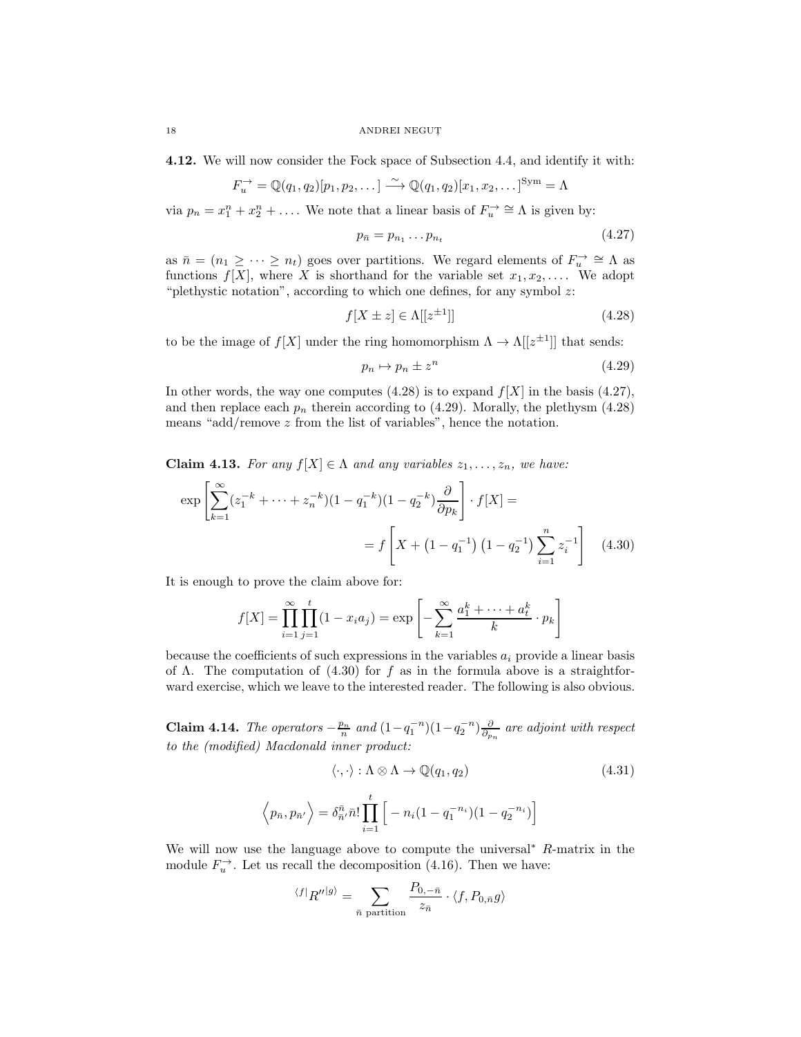**4.12.** We will now consider the Fock space of Subsection 4.4, and identify it with:

$$F_u^{\rightarrow} = \mathbb{Q}(q_1, q_2)[p_1, p_2, \dots] \xrightarrow{\sim} \mathbb{Q}(q_1, q_2)[x_1, x_2, \dots]^{\text{Sym}} = \Lambda$$

via $p_n = x_1^n + x_2^n + \dots$. We note that a linear basis of $F_u^{\rightarrow} \cong \Lambda$ is given by:

$$p_{\bar{n}} = p_{n_1} \dots p_{n_t} \tag{4.27}$$

as $\bar{n} = (n_1 \geq \dots \geq n_t)$ goes over partitions. We regard elements of $F_u^{\rightarrow} \cong \Lambda$ as functions $f[X]$, where $X$ is shorthand for the variable set $x_1, x_2, \dots$. We adopt "plethystic notation", according to which one defines, for any symbol $z$:

$$f[X \pm z] \in \Lambda[[z^{\pm 1}]] \tag{4.28}$$

to be the image of $f[X]$ under the ring homomorphism $\Lambda \to \Lambda[[z^{\pm 1}]]$ that sends:

$$p_n \mapsto p_n \pm z^n \tag{4.29}$$

In other words, the way one computes (4.28) is to expand $f[X]$ in the basis (4.27), and then replace each $p_n$ therein according to (4.29). Morally, the plethysm (4.28) means "add/remove $z$ from the list of variables", hence the notation.

**Claim 4.13.** *For any $f[X] \in \Lambda$ and any variables $z_1, \dots, z_n$, we have:*

$$\exp\left[\sum_{k=1}^{\infty} (z_1^{-k} + \dots + z_n^{-k})(1 - q_1^{-k})(1 - q_2^{-k}) \frac{\partial}{\partial p_k}\right] \cdot f[X] =$$

$$= f\left[X + \left(1 - q_1^{-1}\right)\left(1 - q_2^{-1}\right) \sum_{i=1}^{n} z_i^{-1}\right] \tag{4.30}$$

It is enough to prove the claim above for:

$$f[X] = \prod_{i=1}^{\infty} \prod_{j=1}^{t} (1 - x_i a_j) = \exp\left[-\sum_{k=1}^{\infty} \frac{a_1^k + \dots + a_t^k}{k} \cdot p_k\right]$$

because the coefficients of such expressions in the variables $a_i$ provide a linear basis of $\Lambda$. The computation of (4.30) for $f$ as in the formula above is a straightforward exercise, which we leave to the interested reader. The following is also obvious.

**Claim 4.14.** *The operators $-\frac{p_n}{n}$ and $(1 - q_1^{-n})(1 - q_2^{-n}) \frac{\partial}{\partial p_n}$ are adjoint with respect to the (modified) Macdonald inner product:*

$$\langle \cdot, \cdot \rangle : \Lambda \otimes \Lambda \to \mathbb{Q}(q_1, q_2) \tag{4.31}$$

$$\Big\langle p_{\bar{n}}, p_{\bar{n}'} \Big\rangle = \delta_{\bar{n}'}^{\bar{n}} \bar{n}! \prod_{i=1}^{t} \Big[ -n_i (1 - q_1^{-n_i})(1 - q_2^{-n_i}) \Big]$$

We will now use the language above to compute the universal$^*$ $R$-matrix in the module $F_u^{\rightarrow}$. Let us recall the decomposition (4.16). Then we have:

$${}^{\langle f |} R''^{| g \rangle} = \sum_{\bar{n} \text{ partition}} \frac{P_{0,-\bar{n}}}{z_{\bar{n}}} \cdot \langle f, P_{0,\bar{n}} g \rangle$$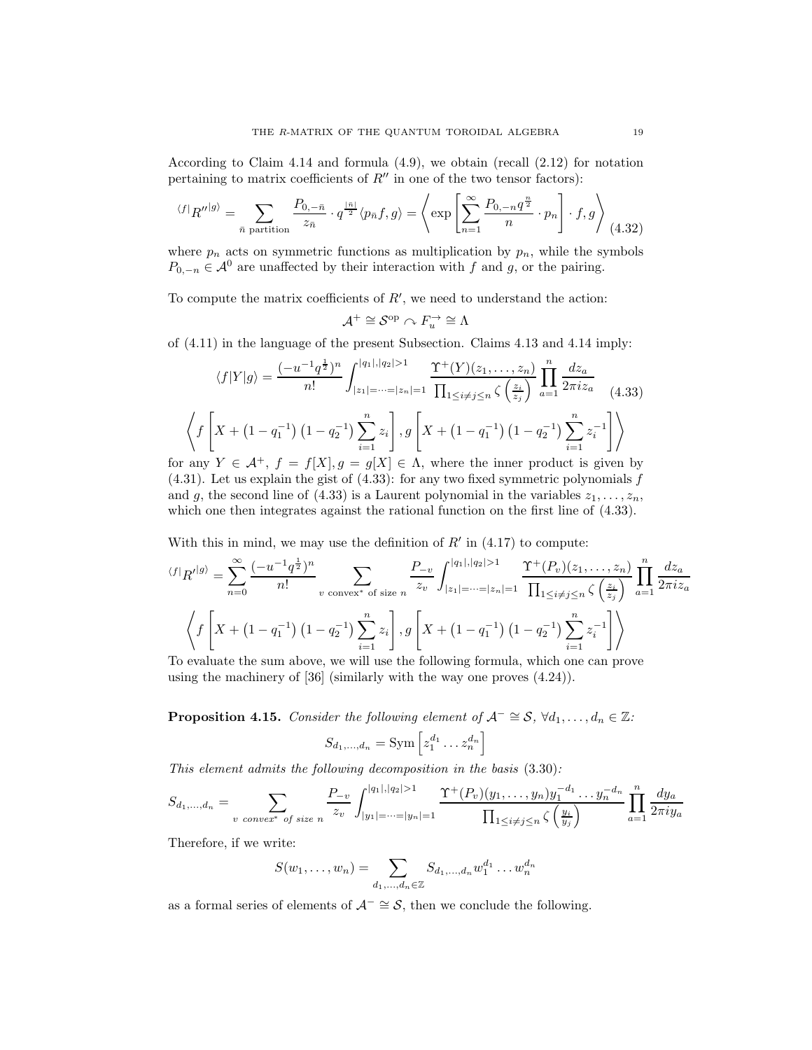According to Claim 4.14 and formula (4.9), we obtain (recall (2.12) for notation pertaining to matrix coefficients of $R''$ in one of the two tensor factors):

$$
{}^{\langle f|}R''^{|g\rangle} = \sum_{\bar{n} \text{ partition}} \frac{P_{0,-\bar{n}}}{z_{\bar{n}}} \cdot q^{\frac{|\bar{n}|}{2}} \langle p_{\bar{n}} f, g \rangle = \left\langle \exp\left[\sum_{n=1}^{\infty} \frac{P_{0,-n} q^{\frac{n}{2}}}{n} \cdot p_n \right] \cdot f, g \right\rangle \tag{4.32}
$$

where $p_n$ acts on symmetric functions as multiplication by $p_n$, while the symbols $P_{0,-n} \in \mathcal{A}^0$ are unaffected by their interaction with $f$ and $g$, or the pairing.

To compute the matrix coefficients of $R'$, we need to understand the action:

$$
\mathcal{A}^+ \cong \mathcal{S}^{\text{op}} \curvearrowright F_u^{\rightarrow} \cong \Lambda
$$

of (4.11) in the language of the present Subsection. Claims 4.13 and 4.14 imply:

$$
\langle f|Y|g\rangle = \frac{(-u^{-1}q^{\frac{1}{2}})^n}{n!} \int_{|z_1|=\dots=|z_n|=1}^{|q_1|,|q_2|>1} \frac{\Upsilon^+(Y)(z_1,\dots,z_n)}{\prod_{1 \leq i \neq j \leq n} \zeta\left(\frac{z_i}{z_j}\right)} \prod_{a=1}^n \frac{dz_a}{2\pi i z_a} \tag{4.33}
$$

$$
\left\langle f\left[X + \left(1-q_1^{-1}\right)\left(1-q_2^{-1}\right)\sum_{i=1}^n z_i\right], g\left[X + \left(1-q_1^{-1}\right)\left(1-q_2^{-1}\right)\sum_{i=1}^n z_i^{-1}\right]\right\rangle
$$

for any $Y \in \mathcal{A}^+$, $f = f[X], g = g[X] \in \Lambda$, where the inner product is given by (4.31). Let us explain the gist of (4.33): for any two fixed symmetric polynomials $f$ and $g$, the second line of (4.33) is a Laurent polynomial in the variables $z_1, \dots, z_n$, which one then integrates against the rational function on the first line of (4.33).

With this in mind, we may use the definition of $R'$ in (4.17) to compute:

$$
{}^{\langle f|}R'^{|g\rangle} = \sum_{n=0}^{\infty} \frac{(-u^{-1}q^{\frac{1}{2}})^n}{n!} \sum_{v \text{ convex}^* \text{ of size } n} \frac{P_{-v}}{z_v} \int_{|z_1|=\dots=|z_n|=1}^{|q_1|,|q_2|>1} \frac{\Upsilon^+(P_v)(z_1,\dots,z_n)}{\prod_{1 \leq i \neq j \leq n} \zeta\left(\frac{z_i}{z_j}\right)} \prod_{a=1}^n \frac{dz_a}{2\pi i z_a}
$$

$$
\left\langle f\left[X + \left(1-q_1^{-1}\right)\left(1-q_2^{-1}\right)\sum_{i=1}^n z_i\right], g\left[X + \left(1-q_1^{-1}\right)\left(1-q_2^{-1}\right)\sum_{i=1}^n z_i^{-1}\right]\right\rangle
$$

To evaluate the sum above, we will use the following formula, which one can prove using the machinery of [36] (similarly with the way one proves (4.24)).

**Proposition 4.15.** *Consider the following element of $\mathcal{A}^- \cong \mathcal{S}$, $\forall d_1, \dots, d_n \in \mathbb{Z}$:*

$$
S_{d_1,\dots,d_n} = \text{Sym}\left[z_1^{d_1} \dots z_n^{d_n}\right]
$$

*This element admits the following decomposition in the basis* (3.30)*:*

$$
S_{d_1,\dots,d_n} = \sum_{v \text{ convex}^* \text{ of size } n} \frac{P_{-v}}{z_v} \int_{|y_1|=\dots=|y_n|=1}^{|q_1|,|q_2|>1} \frac{\Upsilon^+(P_v)(y_1,\dots,y_n) y_1^{-d_1} \dots y_n^{-d_n}}{\prod_{1 \leq i \neq j \leq n} \zeta\left(\frac{y_i}{y_j}\right)} \prod_{a=1}^n \frac{dy_a}{2\pi i y_a}
$$

Therefore, if we write:

$$
S(w_1,\dots,w_n) = \sum_{d_1,\dots,d_n \in \mathbb{Z}} S_{d_1,\dots,d_n} w_1^{d_1} \dots w_n^{d_n}
$$

as a formal series of elements of $\mathcal{A}^- \cong \mathcal{S}$, then we conclude the following.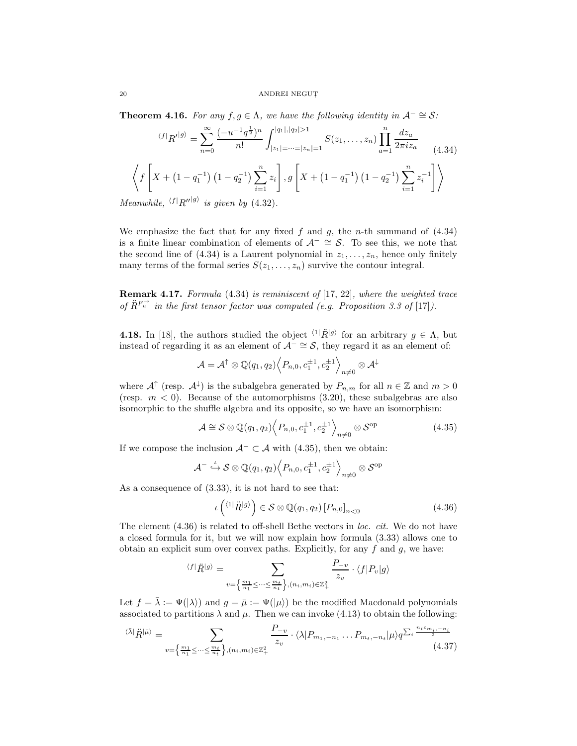**Theorem 4.16.** *For any $f, g \in \Lambda$, we have the following identity in $\mathcal{A}^- \cong \mathcal{S}$:*

$$
{}^{\langle f|}R'^{|g\rangle} = \sum_{n=0}^{\infty} \frac{(-u^{-1}q^{\frac{1}{2}})^n}{n!} \int_{|z_1|=\dots=|z_n|=1}^{|q_1|,|q_2|>1} S(z_1,\dots,z_n) \prod_{a=1}^{n} \frac{dz_a}{2\pi i z_a} \tag{4.34}
$$

$$
\left\langle f\left[X + \left(1-q_1^{-1}\right)\left(1-q_2^{-1}\right)\sum_{i=1}^{n} z_i\right], g\left[X + \left(1-q_1^{-1}\right)\left(1-q_2^{-1}\right)\sum_{i=1}^{n} z_i^{-1}\right]\right\rangle
$$

*Meanwhile, ${}^{\langle f|}R''^{|g\rangle}$ is given by (4.32).*

We emphasize the fact that for any fixed $f$ and $g$, the $n$-th summand of (4.34) is a finite linear combination of elements of $\mathcal{A}^- \cong \mathcal{S}$. To see this, we note that the second line of (4.34) is a Laurent polynomial in $z_1, \dots, z_n$, hence only finitely many terms of the formal series $S(z_1, \dots, z_n)$ survive the contour integral.

**Remark 4.17.** *Formula (4.34) is reminiscent of [17, 22], where the weighted trace of $\ddot{R}^{F_u^{\rightarrow}}$ in the first tensor factor was computed (e.g. Proposition 3.3 of [17]).*

**4.18.** In [18], the authors studied the object ${}^{\langle 1|}\ddot{R}^{|g\rangle}$ for an arbitrary $g \in \Lambda$, but instead of regarding it as an element of $\mathcal{A}^- \cong \mathcal{S}$, they regard it as an element of:

$$
\mathcal{A} = \mathcal{A}^{\uparrow} \otimes \mathbb{Q}(q_1,q_2)\Big\langle P_{n,0}, c_1^{\pm 1}, c_2^{\pm 1}\Big\rangle_{n \neq 0} \otimes \mathcal{A}^{\downarrow}
$$

where $\mathcal{A}^{\uparrow}$ (resp. $\mathcal{A}^{\downarrow}$) is the subalgebra generated by $P_{n,m}$ for all $n \in \mathbb{Z}$ and $m > 0$ (resp. $m < 0$). Because of the automorphisms (3.20), these subalgebras are also isomorphic to the shuffle algebra and its opposite, so we have an isomorphism:

$$
\mathcal{A} \cong \mathcal{S} \otimes \mathbb{Q}(q_1,q_2)\Big\langle P_{n,0}, c_1^{\pm 1}, c_2^{\pm 1}\Big\rangle_{n \neq 0} \otimes \mathcal{S}^{\text{op}} \tag{4.35}
$$

If we compose the inclusion $\mathcal{A}^- \subset \mathcal{A}$ with (4.35), then we obtain:

$$
\mathcal{A}^- \stackrel{\iota}{\hookrightarrow} \mathcal{S} \otimes \mathbb{Q}(q_1,q_2)\Big\langle P_{n,0}, c_1^{\pm 1}, c_2^{\pm 1}\Big\rangle_{n \neq 0} \otimes \mathcal{S}^{\text{op}}
$$

As a consequence of (3.33), it is not hard to see that:

$$
\iota\left({}^{\langle 1|}\ddot{R}^{|g\rangle}\right) \in \mathcal{S} \otimes \mathbb{Q}(q_1,q_2)\left[P_{n,0}\right]_{n<0} \tag{4.36}
$$

The element (4.36) is related to off-shell Bethe vectors in *loc. cit.* We do not have a closed formula for it, but we will now explain how formula (3.33) allows one to obtain an explicit sum over convex paths. Explicitly, for any $f$ and $g$, we have:

$$
{}^{\langle f|}\ddot{R}^{|g\rangle} = \sum_{v=\left\{\frac{m_1}{n_1} \leq \dots \leq \frac{m_t}{n_t}\right\}, (n_i,m_i) \in \mathbb{Z}_+^2} \frac{P_{-v}}{z_v} \cdot \langle f|P_v|g\rangle
$$

Let $f = \bar{\lambda} := \Psi(|\lambda\rangle)$ and $g = \bar{\mu} := \Psi(|\mu\rangle)$ be the modified Macdonald polynomials associated to partitions $\lambda$ and $\mu$. Then we can invoke (4.13) to obtain the following:

$$
{}^{\langle \bar{\lambda}|}\ddot{R}^{|\bar{\mu}\rangle} = \sum_{v=\left\{\frac{m_1}{n_1} \leq \dots \leq \frac{m_t}{n_t}\right\}, (n_i,m_i) \in \mathbb{Z}_+^2} \frac{P_{-v}}{z_v} \cdot \langle \lambda|P_{m_1,-n_1}\dots P_{m_t,-n_t}|\mu\rangle q^{\sum_i \frac{n_i \varepsilon_{m_i,-n_i}}{2}} \tag{4.37}
$$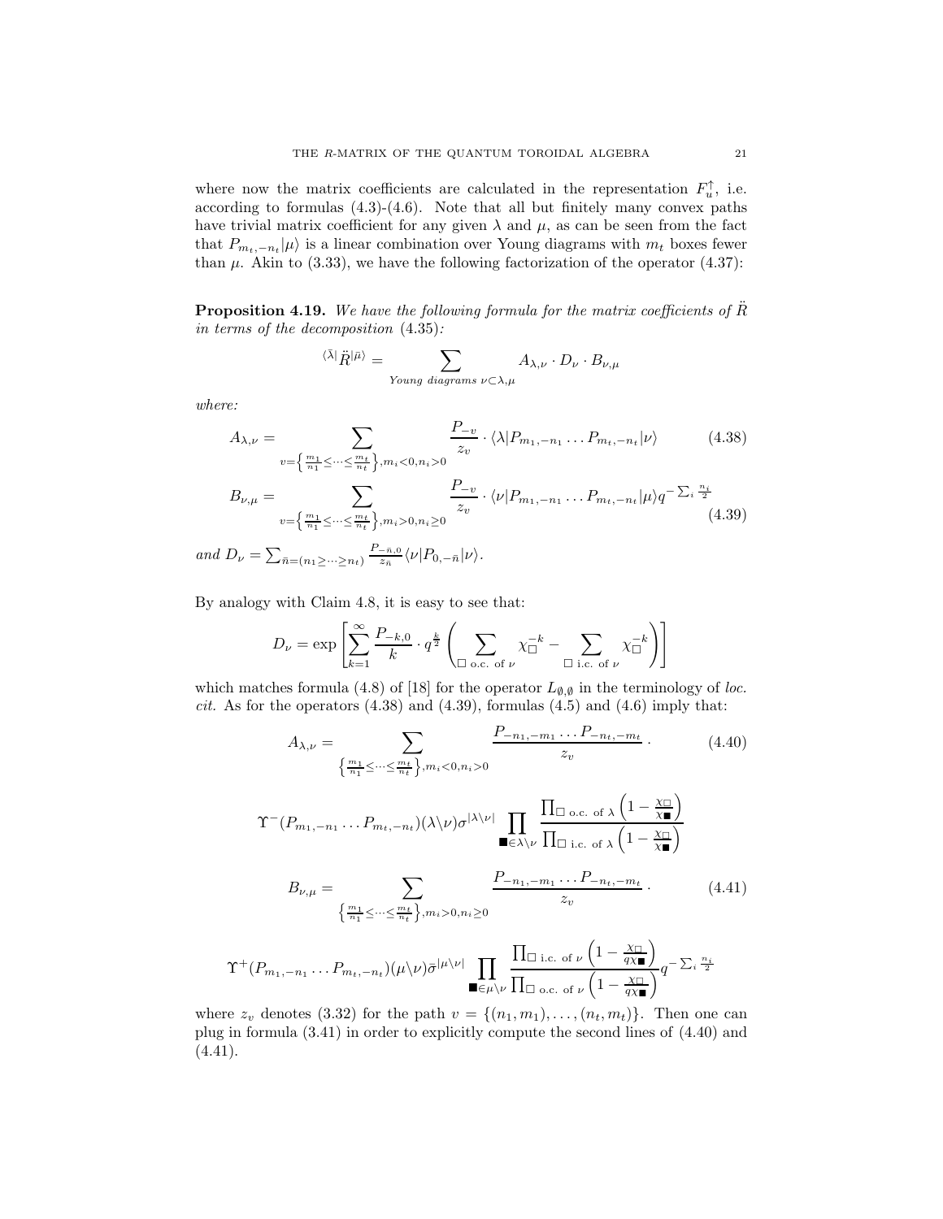where now the matrix coefficients are calculated in the representation $F_u^{\uparrow}$, i.e. according to formulas (4.3)-(4.6). Note that all but finitely many convex paths have trivial matrix coefficient for any given $\lambda$ and $\mu$, as can be seen from the fact that $P_{m_t,-n_t}|\mu\rangle$ is a linear combination over Young diagrams with $m_t$ boxes fewer than $\mu$. Akin to (3.33), we have the following factorization of the operator (4.37):

**Proposition 4.19.** *We have the following formula for the matrix coefficients of $\ddot{R}$ in terms of the decomposition* (4.35)*:*

$$
{}^{\langle\bar{\lambda}|}\ddot{R}^{|\bar{\mu}\rangle} = \sum_{\text{Young diagrams } \nu\subset\lambda,\mu} A_{\lambda,\nu}\cdot D_\nu \cdot B_{\nu,\mu}
$$

*where:*

$$
A_{\lambda,\nu} = \sum_{v=\left\{\frac{m_1}{n_1}\leq\dots\leq\frac{m_t}{n_t}\right\}, m_i<0, n_i>0} \frac{P_{-v}}{z_v}\cdot\langle\lambda|P_{m_1,-n_1}\dots P_{m_t,-n_t}|\nu\rangle \tag{4.38}
$$

$$
B_{\nu,\mu} = \sum_{v=\left\{\frac{m_1}{n_1}\leq\dots\leq\frac{m_t}{n_t}\right\}, m_i>0, n_i\geq0} \frac{P_{-v}}{z_v}\cdot\langle\nu|P_{m_1,-n_1}\dots P_{m_t,-n_t}|\mu\rangle q^{-\sum_i\frac{n_i}{2}} \tag{4.39}
$$

*and* $D_\nu = \sum_{\bar{n}=(n_1\geq\dots\geq n_t)} \frac{P_{-\bar{n},0}}{z_{\bar{n}}}\langle\nu|P_{0,-\bar{n}}|\nu\rangle$.

By analogy with Claim 4.8, it is easy to see that:

$$
D_\nu = \exp\left[\sum_{k=1}^{\infty}\frac{P_{-k,0}}{k}\cdot q^{\frac{k}{2}}\left(\sum_{\square\text{ o.c. of }\nu}\chi_\square^{-k} - \sum_{\square\text{ i.c. of }\nu}\chi_\square^{-k}\right)\right]
$$

which matches formula (4.8) of [18] for the operator $L_{\emptyset,\emptyset}$ in the terminology of *loc. cit.* As for the operators (4.38) and (4.39), formulas (4.5) and (4.6) imply that:

$$
A_{\lambda,\nu} = \sum_{\left\{\frac{m_1}{n_1}\leq\dots\leq\frac{m_t}{n_t}\right\}, m_i<0, n_i>0} \frac{P_{-n_1,-m_1}\dots P_{-n_t,-m_t}}{z_v}\cdot \tag{4.40}
$$

$$
\Upsilon^-(P_{m_1,-n_1}\dots P_{m_t,-n_t})(\lambda\backslash\nu)\sigma^{|\lambda\backslash\nu|}\prod_{\blacksquare\in\lambda\backslash\nu}\frac{\prod_{\square\text{ o.c. of }\lambda}\left(1-\frac{\chi_\square}{\chi_\blacksquare}\right)}{\prod_{\square\text{ i.c. of }\lambda}\left(1-\frac{\chi_\square}{\chi_\blacksquare}\right)}
$$

$$
B_{\nu,\mu} = \sum_{\left\{\frac{m_1}{n_1}\leq\dots\leq\frac{m_t}{n_t}\right\}, m_i>0, n_i\geq0} \frac{P_{-n_1,-m_1}\dots P_{-n_t,-m_t}}{z_v}\cdot \tag{4.41}
$$

$$
\Upsilon^+(P_{m_1,-n_1}\dots P_{m_t,-n_t})(\mu\backslash\nu)\bar{\sigma}^{|\mu\backslash\nu|}\prod_{\blacksquare\in\mu\backslash\nu}\frac{\prod_{\square\text{ i.c. of }\nu}\left(1-\frac{\chi_\square}{q\chi_\blacksquare}\right)}{\prod_{\square\text{ o.c. of }\nu}\left(1-\frac{\chi_\square}{q\chi_\blacksquare}\right)}q^{-\sum_i\frac{n_i}{2}}
$$

where $z_v$ denotes (3.32) for the path $v = \{(n_1,m_1),\dots,(n_t,m_t)\}$. Then one can plug in formula (3.41) in order to explicitly compute the second lines of (4.40) and (4.41).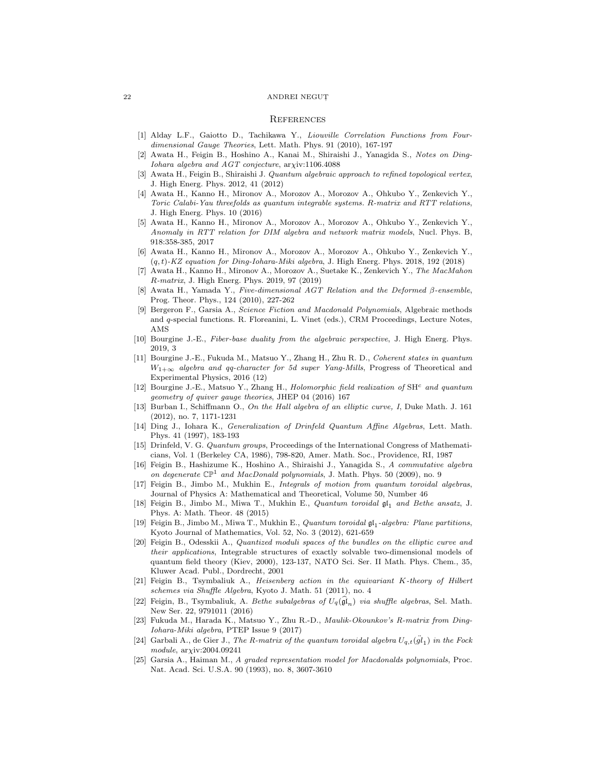## References

[1] Alday L.F., Gaiotto D., Tachikawa Y., *Liouville Correlation Functions from Four-dimensional Gauge Theories*, Lett. Math. Phys. 91 (2010), 167-197

[2] Awata H., Feigin B., Hoshino A., Kanai M., Shiraishi J., Yanagida S., *Notes on Ding-Iohara algebra and AGT conjecture*, ar$\chi$iv:1106.4088

[3] Awata H., Feigin B., Shiraishi J. *Quantum algebraic approach to refined topological vertex*, J. High Energ. Phys. 2012, 41 (2012)

[4] Awata H., Kanno H., Mironov A., Morozov A., Morozov A., Ohkubo Y., Zenkevich Y., *Toric Calabi-Yau threefolds as quantum integrable systems. R-matrix and RTT relations*, J. High Energ. Phys. 10 (2016)

[5] Awata H., Kanno H., Mironov A., Morozov A., Morozov A., Ohkubo Y., Zenkevich Y., *Anomaly in RTT relation for DIM algebra and network matrix models*, Nucl. Phys. B, 918:358-385, 2017

[6] Awata H., Kanno H., Mironov A., Morozov A., Morozov A., Ohkubo Y., Zenkevich Y., *$(q,t)$-KZ equation for Ding-Iohara-Miki algebra*, J. High Energ. Phys. 2018, 192 (2018)

[7] Awata H., Kanno H., Mironov A., Morozov A., Suetake K., Zenkevich Y., *The MacMahon R-matrix*, J. High Energ. Phys. 2019, 97 (2019)

[8] Awata H., Yamada Y., *Five-dimensional AGT Relation and the Deformed $\beta$-ensemble*, Prog. Theor. Phys., 124 (2010), 227-262

[9] Bergeron F., Garsia A., *Science Fiction and Macdonald Polynomials*, Algebraic methods and $q$-special functions. R. Floreanini, L. Vinet (eds.), CRM Proceedings, Lecture Notes, AMS

[10] Bourgine J.-E., *Fiber-base duality from the algebraic perspective*, J. High Energ. Phys. 2019, 3

[11] Bourgine J.-E., Fukuda M., Matsuo Y., Zhang H., Zhu R. D., *Coherent states in quantum $W_{1+\infty}$ algebra and qq-character for 5d super Yang-Mills*, Progress of Theoretical and Experimental Physics, 2016 (12)

[12] Bourgine J.-E., Matsuo Y., Zhang H., *Holomorphic field realization of* $\text{SH}^c$ *and quantum geometry of quiver gauge theories*, JHEP 04 (2016) 167

[13] Burban I., Schiffmann O., *On the Hall algebra of an elliptic curve, I*, Duke Math. J. 161 (2012), no. 7, 1171-1231

[14] Ding J., Iohara K., *Generalization of Drinfeld Quantum Affine Algebras*, Lett. Math. Phys. 41 (1997), 183-193

[15] Drinfeld, V. G. *Quantum groups*, Proceedings of the International Congress of Mathematicians, Vol. 1 (Berkeley CA, 1986), 798-820, Amer. Math. Soc., Providence, RI, 1987

[16] Feigin B., Hashizume K., Hoshino A., Shiraishi J., Yanagida S., *A commutative algebra on degenerate* $\mathbb{CP}^1$ *and MacDonald polynomials*, J. Math. Phys. 50 (2009), no. 9

[17] Feigin B., Jimbo M., Mukhin E., *Integrals of motion from quantum toroidal algebras*, Journal of Physics A: Mathematical and Theoretical, Volume 50, Number 46

[18] Feigin B., Jimbo M., Miwa T., Mukhin E., *Quantum toroidal* $\mathfrak{gl}_1$ *and Bethe ansatz*, J. Phys. A: Math. Theor. 48 (2015)

[19] Feigin B., Jimbo M., Miwa T., Mukhin E., *Quantum toroidal* $\mathfrak{gl}_1$*-algebra: Plane partitions*, Kyoto Journal of Mathematics, Vol. 52, No. 3 (2012), 621-659

[20] Feigin B., Odesskii A., *Quantized moduli spaces of the bundles on the elliptic curve and their applications*, Integrable structures of exactly solvable two-dimensional models of quantum field theory (Kiev, 2000), 123-137, NATO Sci. Ser. II Math. Phys. Chem., 35, Kluwer Acad. Publ., Dordrecht, 2001

[21] Feigin B., Tsymbaliuk A., *Heisenberg action in the equivariant K-theory of Hilbert schemes via Shuffle Algebra*, Kyoto J. Math. 51 (2011), no. 4

[22] Feigin, B., Tsymbaliuk, A. *Bethe subalgebras of* $U_q(\widehat{\mathfrak{gl}}_n)$ *via shuffle algebras*, Sel. Math. New Ser. 22, 9791011 (2016)

[23] Fukuda M., Harada K., Matsuo Y., Zhu R.-D., *Maulik-Okounkov's R-matrix from Ding-Iohara-Miki algebra*, PTEP Issue 9 (2017)

[24] Garbali A., de Gier J., *The R-matrix of the quantum toroidal algebra* $U_{q,t}(\ddot{gl}_1)$ *in the Fock module*, ar$\chi$iv:2004.09241

[25] Garsia A., Haiman M., *A graded representation model for Macdonalds polynomials*, Proc. Nat. Acad. Sci. U.S.A. 90 (1993), no. 8, 3607-3610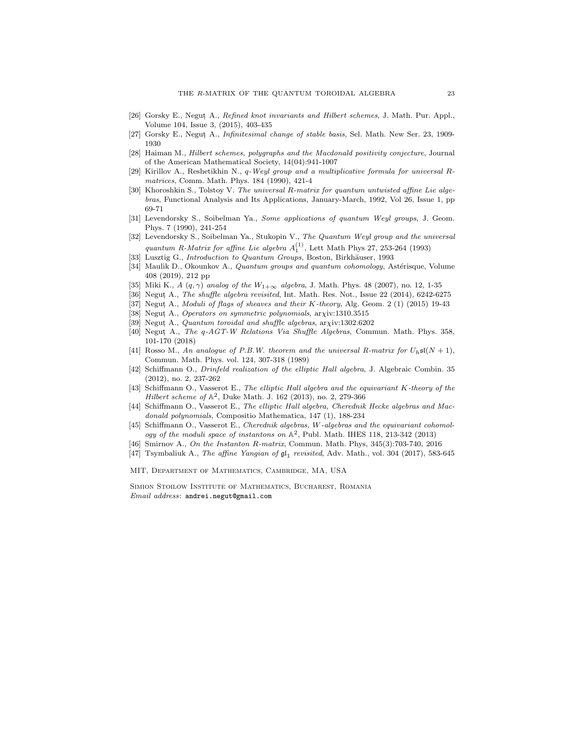[26] Gorsky E., Neguț A., *Refined knot invariants and Hilbert schemes*, J. Math. Pur. Appl., Volume 104, Issue 3, (2015), 403-435

[27] Gorsky E., Neguț A., *Infinitesimal change of stable basis*, Sel. Math. New Ser. 23, 1909-1930

[28] Haiman M., *Hilbert schemes, polygraphs and the Macdonald positivity conjecture*, Journal of the American Mathematical Society, 14(04):941-1007

[29] Kirillov A., Reshetikhin N., *q-Weyl group and a multiplicative formula for universal R-matrices*, Comm. Math. Phys. 184 (1990), 421-4

[30] Khoroshkin S., Tolstoy V. *The universal R-matrix for quantum untwisted affine Lie algebras*, Functional Analysis and Its Applications, January-March, 1992, Vol 26, Issue 1, pp 69-71

[31] Levendorsky S., Soibelman Ya., *Some applications of quantum Weyl groups*, J. Geom. Phys. 7 (1990), 241-254

[32] Levendorsky S., Soibelman Ya., Stukopin V., *The Quantum Weyl group and the universal quantum R-Matrix for affine Lie algebra* $A_1^{(1)}$, Lett Math Phys 27, 253-264 (1993)

[33] Lusztig G., *Introduction to Quantum Groups*, Boston, Birkhäuser, 1993

[34] Maulik D., Okounkov A., *Quantum groups and quantum cohomology*, Astérisque, Volume 408 (2019), 212 pp

[35] Miki K., *A* $(q, \gamma)$ *analog of the* $W_{1+\infty}$ *algebra*, J. Math. Phys. 48 (2007), no. 12, 1-35

[36] Neguț A., *The shuffle algebra revisited*, Int. Math. Res. Not., Issue 22 (2014), 6242-6275

[37] Neguț A., *Moduli of flags of sheaves and their K-theory*, Alg. Geom. 2 (1) (2015) 19-43

[38] Neguț A., *Operators on symmetric polynomials*, arχiv:1310.3515

[39] Neguț A., *Quantum toroidal and shuffle algebras*, arχiv:1302.6202

[40] Neguț A., *The q-AGT-W Relations Via Shuffle Algebras*, Commun. Math. Phys. 358, 101-170 (2018)

[41] Rosso M., *An analogue of P.B.W. theorem and the universal R-matrix for* $U_h\mathfrak{sl}(N+1)$, Commun. Math. Phys. vol. 124, 307-318 (1989)

[42] Schiffmann O., *Drinfeld realization of the elliptic Hall algebra*, J. Algebraic Combin. 35 (2012), no. 2, 237-262

[43] Schiffmann O., Vasserot E., *The elliptic Hall algebra and the equivariant K-theory of the Hilbert scheme of* $\mathbb{A}^2$, Duke Math. J. 162 (2013), no. 2, 279-366

[44] Schiffmann O., Vasserot E., *The elliptic Hall algebra, Cherednik Hecke algebras and Macdonald polynomials*, Compositio Mathematica, 147 (1), 188-234

[45] Schiffmann O., Vasserot E., *Cherednik algebras, W-algebras and the equivariant cohomology of the moduli space of instantons on* $\mathbb{A}^2$, Publ. Math. IHES 118, 213-342 (2013)

[46] Smirnov A., *On the Instanton R-matrix*, Commun. Math. Phys, 345(3):703-740, 2016

[47] Tsymbaliuk A., *The affine Yangian of* $\mathfrak{gl}_1$ *revisited*, Adv. Math., vol. 304 (2017), 583-645

MIT, Department of Mathematics, Cambridge, MA, USA

Simion Stoilow Institute of Mathematics, Bucharest, Romania
*Email address*: andrei.negut@gmail.com